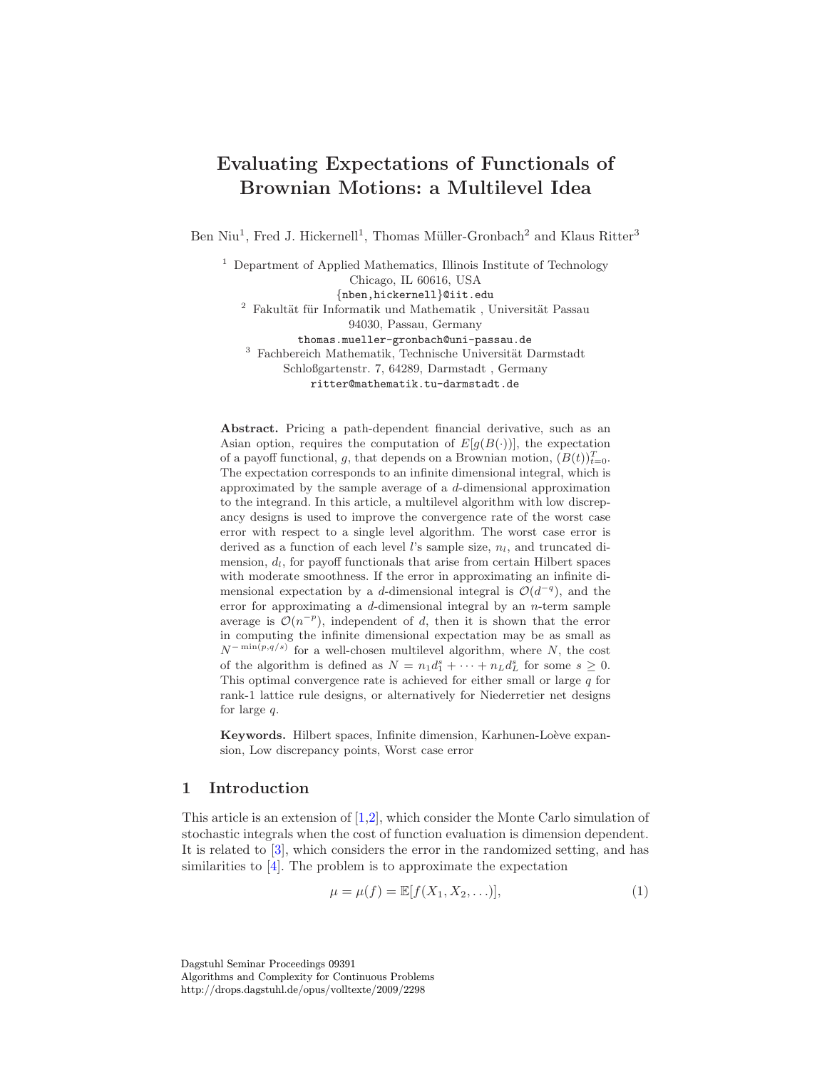# Evaluating Expectations of Functionals of Brownian Motions: a Multilevel Idea

Ben Niu[1], Fred J. Hickernell[1], Thomas Müller-Gronbach[2] and Klaus Ritter[3]

[1] Department of Applied Mathematics, Illinois Institute of Technology
Chicago, IL 60616, USA
{nben,hickernell}@iit.edu

[2] Fakultät für Informatik und Mathematik , Universität Passau
94030, Passau, Germany
thomas.mueller-gronbach@uni-passau.de

[3] Fachbereich Mathematik, Technische Universität Darmstadt
Schloßgartenstr. 7, 64289, Darmstadt , Germany
ritter@mathematik.tu-darmstadt.de

**Abstract.** Pricing a path-dependent financial derivative, such as an Asian option, requires the computation of $E[g(B(\cdot))]$, the expectation of a payoff functional, $g$, that depends on a Brownian motion, $(B(t))_{t=0}^{T}$. The expectation corresponds to an infinite dimensional integral, which is approximated by the sample average of a $d$-dimensional approximation to the integrand. In this article, a multilevel algorithm with low discrepancy designs is used to improve the convergence rate of the worst case error with respect to a single level algorithm. The worst case error is derived as a function of each level $l$'s sample size, $n_l$, and truncated dimension, $d_l$, for payoff functionals that arise from certain Hilbert spaces with moderate smoothness. If the error in approximating an infinite dimensional expectation by a $d$-dimensional integral is $\mathcal{O}(d^{-q})$, and the error for approximating a $d$-dimensional integral by an $n$-term sample average is $\mathcal{O}(n^{-p})$, independent of $d$, then it is shown that the error in computing the infinite dimensional expectation may be as small as $N^{-\min(p,q/s)}$ for a well-chosen multilevel algorithm, where $N$, the cost of the algorithm is defined as $N = n_1 d_1^s + \cdots + n_L d_L^s$ for some $s \geq 0$. This optimal convergence rate is achieved for either small or large $q$ for rank-1 lattice rule designs, or alternatively for Niederretier net designs for large $q$.

**Keywords.** Hilbert spaces, Infinite dimension, Karhunen-Loève expansion, Low discrepancy points, Worst case error

## 1 Introduction

This article is an extension of [1,2], which consider the Monte Carlo simulation of stochastic integrals when the cost of function evaluation is dimension dependent. It is related to [3], which considers the error in the randomized setting, and has similarities to [4]. The problem is to approximate the expectation

$$\mu = \mu(f) = \mathbb{E}[f(X_1, X_2, \ldots)], \tag{1}$$

Dagstuhl Seminar Proceedings 09391
Algorithms and Complexity for Continuous Problems
http://drops.dagstuhl.de/opus/volltexte/2009/2298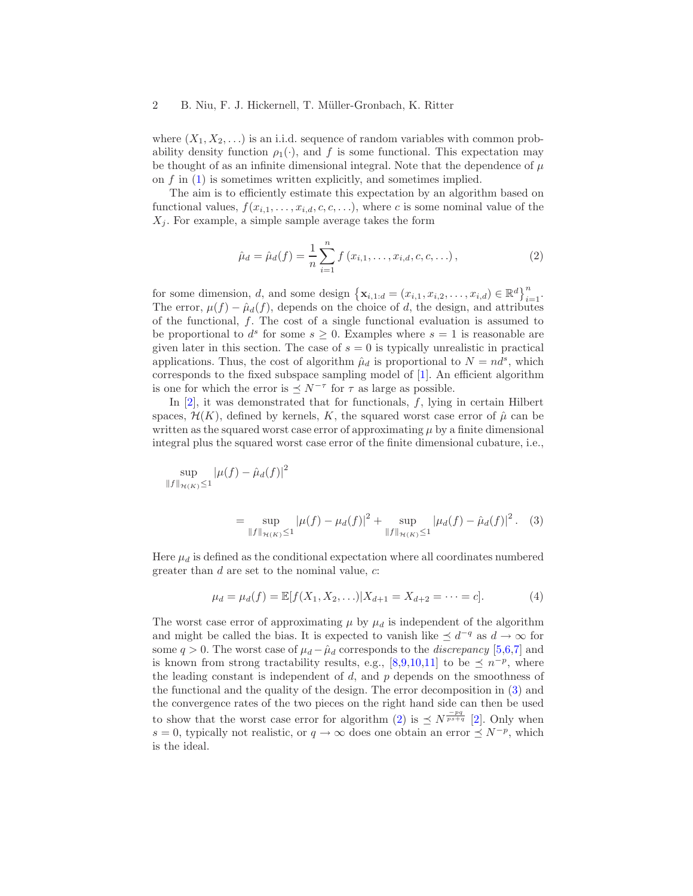where $(X_1, X_2, \ldots)$ is an i.i.d. sequence of random variables with common probability density function $\rho_1(\cdot)$, and $f$ is some functional. This expectation may be thought of as an infinite dimensional integral. Note that the dependence of $\mu$ on $f$ in (1) is sometimes written explicitly, and sometimes implied.

The aim is to efficiently estimate this expectation by an algorithm based on functional values, $f(x_{i,1}, \ldots, x_{i,d}, c, c, \ldots)$, where $c$ is some nominal value of the $X_j$. For example, a simple sample average takes the form

$$\hat{\mu}_d = \hat{\mu}_d(f) = \frac{1}{n} \sum_{i=1}^{n} f\left(x_{i,1}, \ldots, x_{i,d}, c, c, \ldots\right), \tag{2}$$

for some dimension, $d$, and some design $\left\{\mathbf{x}_{i,1:d} = (x_{i,1}, x_{i,2}, \ldots, x_{i,d}) \in \mathbb{R}^d\right\}_{i=1}^{n}$. The error, $\mu(f) - \hat{\mu}_d(f)$, depends on the choice of $d$, the design, and attributes of the functional, $f$. The cost of a single functional evaluation is assumed to be proportional to $d^s$ for some $s \geq 0$. Examples where $s = 1$ is reasonable are given later in this section. The case of $s = 0$ is typically unrealistic in practical applications. Thus, the cost of algorithm $\hat{\mu}_d$ is proportional to $N = nd^s$, which corresponds to the fixed subspace sampling model of [1]. An efficient algorithm is one for which the error is $\preceq N^{-\tau}$ for $\tau$ as large as possible.

In [2], it was demonstrated that for functionals, $f$, lying in certain Hilbert spaces, $\mathcal{H}(K)$, defined by kernels, $K$, the squared worst case error of $\hat{\mu}$ can be written as the squared worst case error of approximating $\mu$ by a finite dimensional integral plus the squared worst case error of the finite dimensional cubature, i.e.,

$$\sup_{\|f\|_{\mathcal{H}(K)} \leq 1} \left|\mu(f) - \hat{\mu}_d(f)\right|^2 = \sup_{\|f\|_{\mathcal{H}(K)} \leq 1} \left|\mu(f) - \mu_d(f)\right|^2 + \sup_{\|f\|_{\mathcal{H}(K)} \leq 1} \left|\mu_d(f) - \hat{\mu}_d(f)\right|^2. \tag{3}$$

Here $\mu_d$ is defined as the conditional expectation where all coordinates numbered greater than $d$ are set to the nominal value, $c$:

$$\mu_d = \mu_d(f) = \mathbb{E}[f(X_1, X_2, \ldots) | X_{d+1} = X_{d+2} = \cdots = c]. \tag{4}$$

The worst case error of approximating $\mu$ by $\mu_d$ is independent of the algorithm and might be called the bias. It is expected to vanish like $\preceq d^{-q}$ as $d \to \infty$ for some $q > 0$. The worst case of $\mu_d - \hat{\mu}_d$ corresponds to the *discrepancy* [5,6,7] and is known from strong tractability results, e.g., [8,9,10,11] to be $\preceq n^{-p}$, where the leading constant is independent of $d$, and $p$ depends on the smoothness of the functional and the quality of the design. The error decomposition in (3) and the convergence rates of the two pieces on the right hand side can then be used to show that the worst case error for algorithm (2) is $\preceq N^{\frac{-pq}{ps+q}}$ [2]. Only when $s = 0$, typically not realistic, or $q \to \infty$ does one obtain an error $\preceq N^{-p}$, which is the ideal.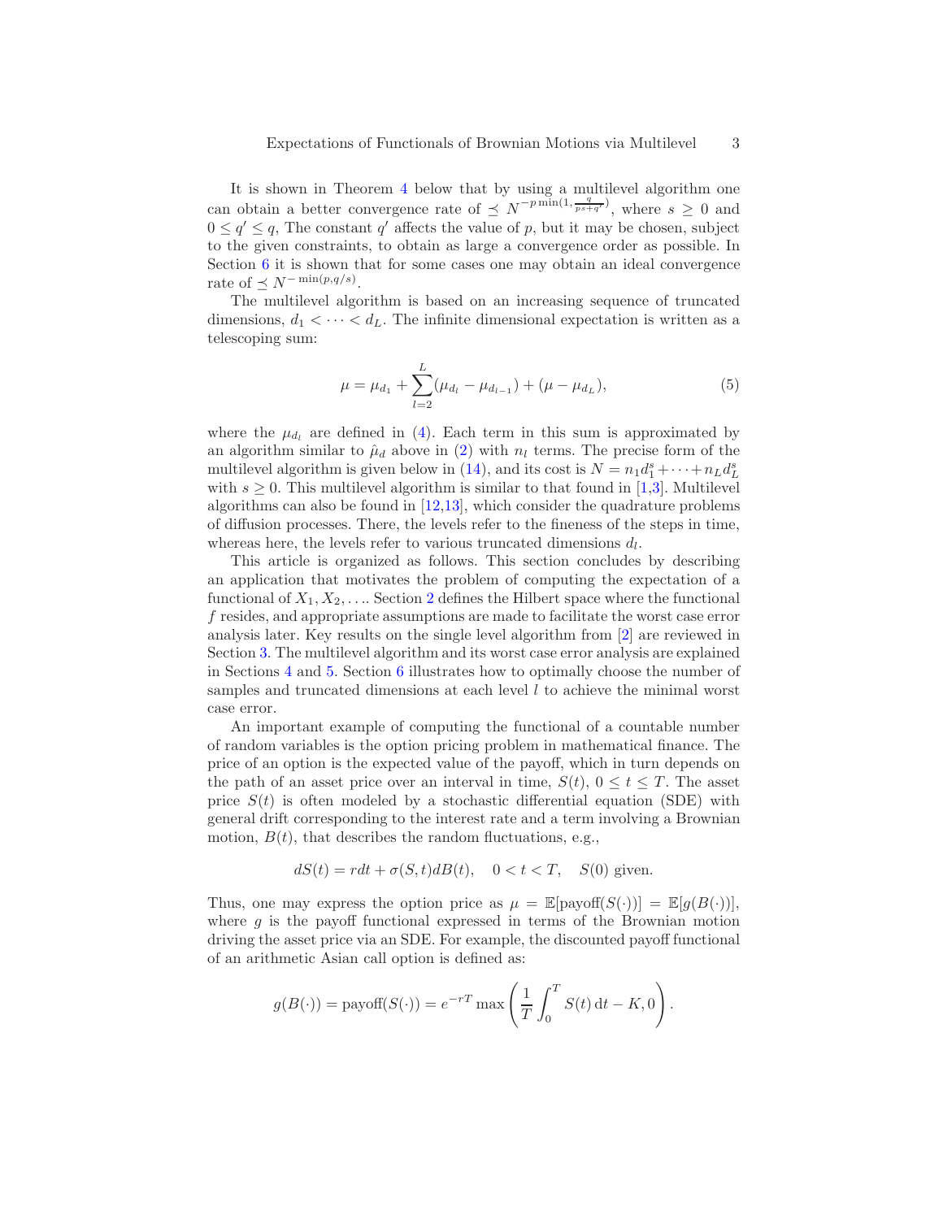It is shown in Theorem 4 below that by using a multilevel algorithm one can obtain a better convergence rate of $\preceq N^{-p\min(1,\frac{q}{ps+q'})}$, where $s \geq 0$ and $0 \leq q' \leq q$, The constant $q'$ affects the value of $p$, but it may be chosen, subject to the given constraints, to obtain as large a convergence order as possible. In Section 6 it is shown that for some cases one may obtain an ideal convergence rate of $\preceq N^{-\min(p,q/s)}$.

The multilevel algorithm is based on an increasing sequence of truncated dimensions, $d_1 < \cdots < d_L$. The infinite dimensional expectation is written as a telescoping sum:

$$\mu = \mu_{d_1} + \sum_{l=2}^{L}(\mu_{d_l} - \mu_{d_{l-1}}) + (\mu - \mu_{d_L}), \tag{5}$$

where the $\mu_{d_l}$ are defined in (4). Each term in this sum is approximated by an algorithm similar to $\hat{\mu}_d$ above in (2) with $n_l$ terms. The precise form of the multilevel algorithm is given below in (14), and its cost is $N = n_1 d_1^s + \cdots + n_L d_L^s$ with $s \geq 0$. This multilevel algorithm is similar to that found in [1,3]. Multilevel algorithms can also be found in [12,13], which consider the quadrature problems of diffusion processes. There, the levels refer to the fineness of the steps in time, whereas here, the levels refer to various truncated dimensions $d_l$.

This article is organized as follows. This section concludes by describing an application that motivates the problem of computing the expectation of a functional of $X_1, X_2, \ldots$. Section 2 defines the Hilbert space where the functional $f$ resides, and appropriate assumptions are made to facilitate the worst case error analysis later. Key results on the single level algorithm from [2] are reviewed in Section 3. The multilevel algorithm and its worst case error analysis are explained in Sections 4 and 5. Section 6 illustrates how to optimally choose the number of samples and truncated dimensions at each level $l$ to achieve the minimal worst case error.

An important example of computing the functional of a countable number of random variables is the option pricing problem in mathematical finance. The price of an option is the expected value of the payoff, which in turn depends on the path of an asset price over an interval in time, $S(t)$, $0 \leq t \leq T$. The asset price $S(t)$ is often modeled by a stochastic differential equation (SDE) with general drift corresponding to the interest rate and a term involving a Brownian motion, $B(t)$, that describes the random fluctuations, e.g.,

$$dS(t) = r dt + \sigma(S,t) dB(t), \quad 0 < t < T, \quad S(0) \text{ given.}$$

Thus, one may express the option price as $\mu = \mathbb{E}[\text{payoff}(S(\cdot))] = \mathbb{E}[g(B(\cdot))]$, where $g$ is the payoff functional expressed in terms of the Brownian motion driving the asset price via an SDE. For example, the discounted payoff functional of an arithmetic Asian call option is defined as:

$$g(B(\cdot)) = \text{payoff}(S(\cdot)) = e^{-rT} \max\left(\frac{1}{T}\int_0^T S(t)\,\mathrm{d}t - K, 0\right).$$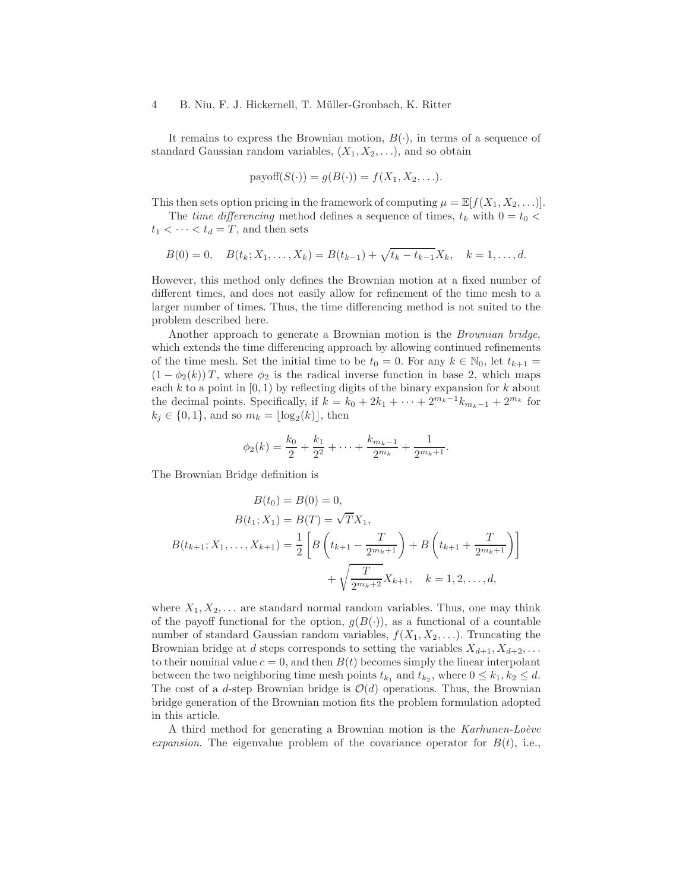It remains to express the Brownian motion, $B(\cdot)$, in terms of a sequence of standard Gaussian random variables, $(X_1, X_2, \ldots)$, and so obtain

$$\text{payoff}(S(\cdot)) = g(B(\cdot)) = f(X_1, X_2, \ldots).$$

This then sets option pricing in the framework of computing $\mu = \mathbb{E}[f(X_1, X_2, \ldots)]$.

The *time differencing* method defines a sequence of times, $t_k$ with $0 = t_0 < t_1 < \cdots < t_d = T$, and then sets

$$B(0) = 0, \quad B(t_k; X_1, \ldots, X_k) = B(t_{k-1}) + \sqrt{t_k - t_{k-1}} X_k, \quad k = 1, \ldots, d.$$

However, this method only defines the Brownian motion at a fixed number of different times, and does not easily allow for refinement of the time mesh to a larger number of times. Thus, the time differencing method is not suited to the problem described here.

Another approach to generate a Brownian motion is the *Brownian bridge*, which extends the time differencing approach by allowing continued refinements of the time mesh. Set the initial time to be $t_0 = 0$. For any $k \in \mathbb{N}_0$, let $t_{k+1} = (1 - \phi_2(k))\, T$, where $\phi_2$ is the radical inverse function in base 2, which maps each $k$ to a point in $[0, 1)$ by reflecting digits of the binary expansion for $k$ about the decimal points. Specifically, if $k = k_0 + 2k_1 + \cdots + 2^{m_k - 1} k_{m_k - 1} + 2^{m_k}$ for $k_j \in \{0, 1\}$, and so $m_k = \lfloor \log_2(k) \rfloor$, then

$$\phi_2(k) = \frac{k_0}{2} + \frac{k_1}{2^2} + \cdots + \frac{k_{m_k - 1}}{2^{m_k}} + \frac{1}{2^{m_k + 1}}.$$

The Brownian Bridge definition is

$$\begin{aligned}
B(t_0) &= B(0) = 0, \\
B(t_1; X_1) &= B(T) = \sqrt{T} X_1, \\
B(t_{k+1}; X_1, \ldots, X_{k+1}) &= \frac{1}{2} \left[ B\left(t_{k+1} - \frac{T}{2^{m_k + 1}}\right) + B\left(t_{k+1} + \frac{T}{2^{m_k + 1}}\right) \right] \\
&\qquad + \sqrt{\frac{T}{2^{m_k + 2}}} X_{k+1}, \quad k = 1, 2, \ldots, d,
\end{aligned}$$

where $X_1, X_2, \ldots$ are standard normal random variables. Thus, one may think of the payoff functional for the option, $g(B(\cdot))$, as a functional of a countable number of standard Gaussian random variables, $f(X_1, X_2, \ldots)$. Truncating the Brownian bridge at $d$ steps corresponds to setting the variables $X_{d+1}, X_{d+2}, \ldots$ to their nominal value $c = 0$, and then $B(t)$ becomes simply the linear interpolant between the two neighboring time mesh points $t_{k_1}$ and $t_{k_2}$, where $0 \leq k_1, k_2 \leq d$. The cost of a $d$-step Brownian bridge is $\mathcal{O}(d)$ operations. Thus, the Brownian bridge generation of the Brownian motion fits the problem formulation adopted in this article.

A third method for generating a Brownian motion is the *Karhunen-Loève expansion*. The eigenvalue problem of the covariance operator for $B(t)$, i.e.,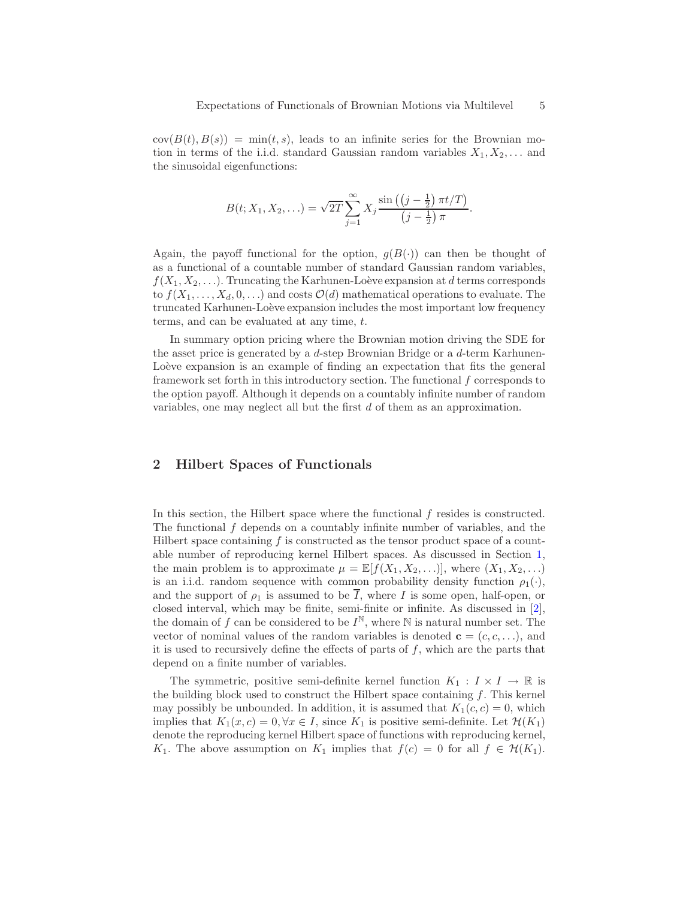$\text{cov}(B(t), B(s)) = \min(t, s)$, leads to an infinite series for the Brownian motion in terms of the i.i.d. standard Gaussian random variables $X_1, X_2, \ldots$ and the sinusoidal eigenfunctions:

$$B(t; X_1, X_2, \ldots) = \sqrt{2T} \sum_{j=1}^{\infty} X_j \frac{\sin\left(\left(j - \frac{1}{2}\right) \pi t/T\right)}{\left(j - \frac{1}{2}\right) \pi}.$$

Again, the payoff functional for the option, $g(B(\cdot))$ can then be thought of as a functional of a countable number of standard Gaussian random variables, $f(X_1, X_2, \ldots)$. Truncating the Karhunen-Loève expansion at $d$ terms corresponds to $f(X_1, \ldots, X_d, 0, \ldots)$ and costs $\mathcal{O}(d)$ mathematical operations to evaluate. The truncated Karhunen-Loève expansion includes the most important low frequency terms, and can be evaluated at any time, $t$.

In summary option pricing where the Brownian motion driving the SDE for the asset price is generated by a $d$-step Brownian Bridge or a $d$-term Karhunen-Loève expansion is an example of finding an expectation that fits the general framework set forth in this introductory section. The functional $f$ corresponds to the option payoff. Although it depends on a countably infinite number of random variables, one may neglect all but the first $d$ of them as an approximation.

## 2 Hilbert Spaces of Functionals

In this section, the Hilbert space where the functional $f$ resides is constructed. The functional $f$ depends on a countably infinite number of variables, and the Hilbert space containing $f$ is constructed as the tensor product space of a countable number of reproducing kernel Hilbert spaces. As discussed in Section 1, the main problem is to approximate $\mu = \mathbb{E}[f(X_1, X_2, \ldots)]$, where $(X_1, X_2, \ldots)$ is an i.i.d. random sequence with common probability density function $\rho_1(\cdot)$, and the support of $\rho_1$ is assumed to be $\overline{I}$, where $I$ is some open, half-open, or closed interval, which may be finite, semi-finite or infinite. As discussed in [2], the domain of $f$ can be considered to be $I^{\mathbb{N}}$, where $\mathbb{N}$ is natural number set. The vector of nominal values of the random variables is denoted $\mathbf{c} = (c, c, \ldots)$, and it is used to recursively define the effects of parts of $f$, which are the parts that depend on a finite number of variables.

The symmetric, positive semi-definite kernel function $K_1 : I \times I \to \mathbb{R}$ is the building block used to construct the Hilbert space containing $f$. This kernel may possibly be unbounded. In addition, it is assumed that $K_1(c, c) = 0$, which implies that $K_1(x, c) = 0, \forall x \in I$, since $K_1$ is positive semi-definite. Let $\mathcal{H}(K_1)$ denote the reproducing kernel Hilbert space of functions with reproducing kernel, $K_1$. The above assumption on $K_1$ implies that $f(c) = 0$ for all $f \in \mathcal{H}(K_1)$.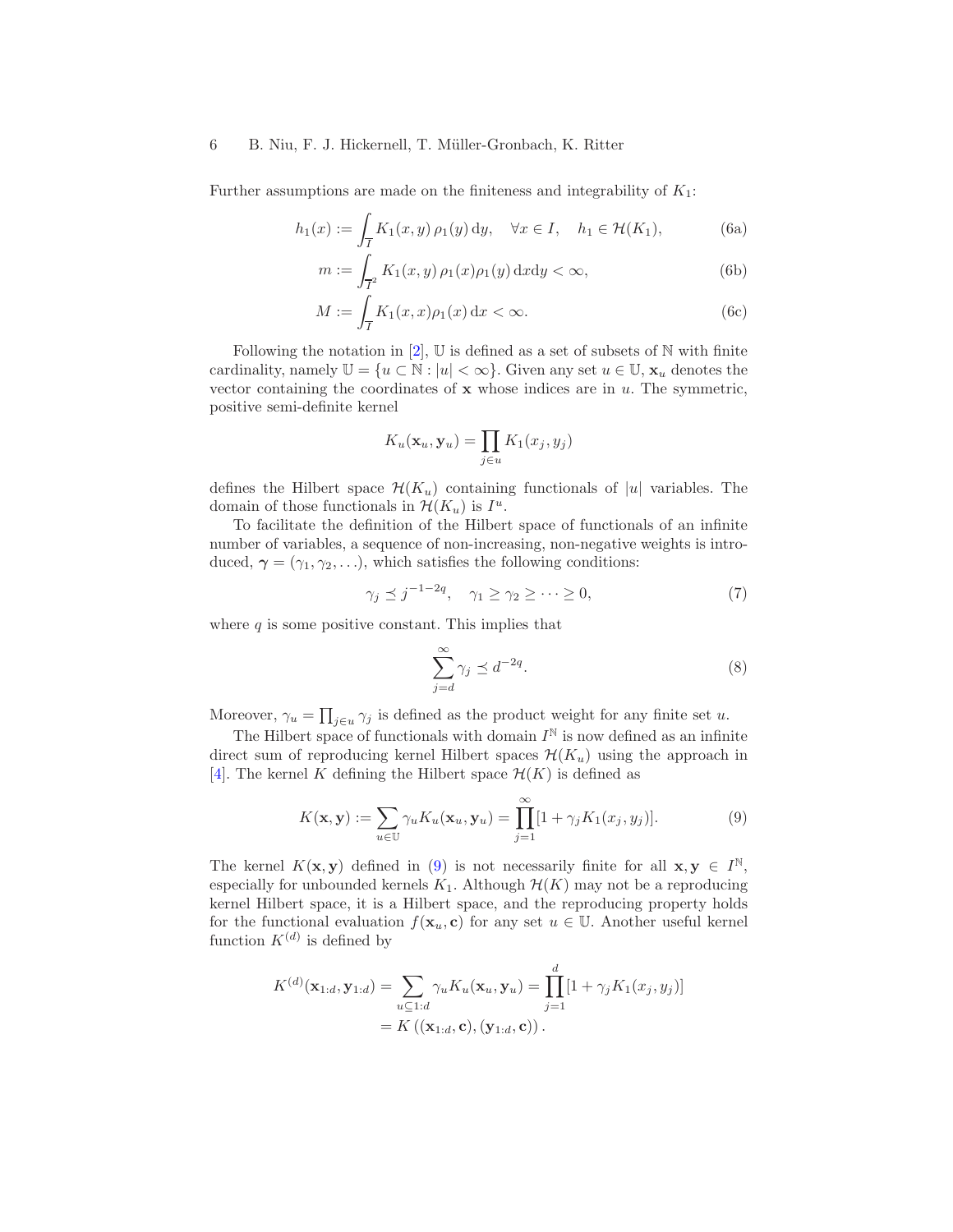Further assumptions are made on the finiteness and integrability of $K_1$:

$$h_1(x) := \int_I K_1(x,y)\,\rho_1(y)\,\mathrm{d}y, \quad \forall x \in I, \quad h_1 \in \mathcal{H}(K_1), \tag{6a}$$

$$m := \int_{I^2} K_1(x,y)\,\rho_1(x)\rho_1(y)\,\mathrm{d}x\mathrm{d}y < \infty, \tag{6b}$$

$$M := \int_I K_1(x,x)\rho_1(x)\,\mathrm{d}x < \infty. \tag{6c}$$

Following the notation in [2], $\mathbb{U}$ is defined as a set of subsets of $\mathbb{N}$ with finite cardinality, namely $\mathbb{U} = \{u \subset \mathbb{N} : |u| < \infty\}$. Given any set $u \in \mathbb{U}$, $\mathbf{x}_u$ denotes the vector containing the coordinates of $\mathbf{x}$ whose indices are in $u$. The symmetric, positive semi-definite kernel

$$K_u(\mathbf{x}_u, \mathbf{y}_u) = \prod_{j \in u} K_1(x_j, y_j)$$

defines the Hilbert space $\mathcal{H}(K_u)$ containing functionals of $|u|$ variables. The domain of those functionals in $\mathcal{H}(K_u)$ is $I^u$.

To facilitate the definition of the Hilbert space of functionals of an infinite number of variables, a sequence of non-increasing, non-negative weights is introduced, $\boldsymbol{\gamma} = (\gamma_1, \gamma_2, \ldots)$, which satisfies the following conditions:

$$\gamma_j \preceq j^{-1-2q}, \quad \gamma_1 \geq \gamma_2 \geq \cdots \geq 0, \tag{7}$$

where $q$ is some positive constant. This implies that

$$\sum_{j=d}^{\infty} \gamma_j \preceq d^{-2q}. \tag{8}$$

Moreover, $\gamma_u = \prod_{j \in u} \gamma_j$ is defined as the product weight for any finite set $u$.

The Hilbert space of functionals with domain $I^{\mathbb{N}}$ is now defined as an infinite direct sum of reproducing kernel Hilbert spaces $\mathcal{H}(K_u)$ using the approach in [4]. The kernel $K$ defining the Hilbert space $\mathcal{H}(K)$ is defined as

$$K(\mathbf{x}, \mathbf{y}) := \sum_{u \in \mathbb{U}} \gamma_u K_u(\mathbf{x}_u, \mathbf{y}_u) = \prod_{j=1}^{\infty} [1 + \gamma_j K_1(x_j, y_j)]. \tag{9}$$

The kernel $K(\mathbf{x}, \mathbf{y})$ defined in (9) is not necessarily finite for all $\mathbf{x}, \mathbf{y} \in I^{\mathbb{N}}$, especially for unbounded kernels $K_1$. Although $\mathcal{H}(K)$ may not be a reproducing kernel Hilbert space, it is a Hilbert space, and the reproducing property holds for the functional evaluation $f(\mathbf{x}_u, \mathbf{c})$ for any set $u \in \mathbb{U}$. Another useful kernel function $K^{(d)}$ is defined by

$$\begin{aligned} K^{(d)}(\mathbf{x}_{1:d}, \mathbf{y}_{1:d}) &= \sum_{u \subseteq 1:d} \gamma_u K_u(\mathbf{x}_u, \mathbf{y}_u) = \prod_{j=1}^{d} [1 + \gamma_j K_1(x_j, y_j)] \\ &= K\left((\mathbf{x}_{1:d}, \mathbf{c}), (\mathbf{y}_{1:d}, \mathbf{c})\right). \end{aligned}$$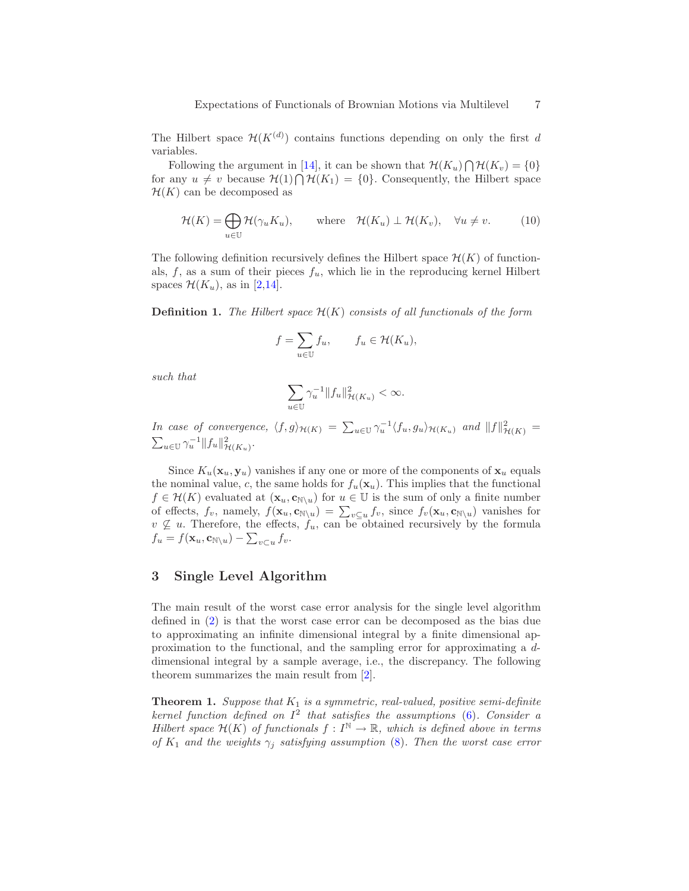The Hilbert space $\mathcal{H}(K^{(d)})$ contains functions depending on only the first $d$ variables.

Following the argument in [14], it can be shown that $\mathcal{H}(K_u) \bigcap \mathcal{H}(K_v) = \{0\}$ for any $u \neq v$ because $\mathcal{H}(1) \bigcap \mathcal{H}(K_1) = \{0\}$. Consequently, the Hilbert space $\mathcal{H}(K)$ can be decomposed as

$$\mathcal{H}(K) = \bigoplus_{u \in \mathbb{U}} \mathcal{H}(\gamma_u K_u), \qquad \text{where} \quad \mathcal{H}(K_u) \perp \mathcal{H}(K_v), \quad \forall u \neq v. \tag{10}$$

The following definition recursively defines the Hilbert space $\mathcal{H}(K)$ of functionals, $f$, as a sum of their pieces $f_u$, which lie in the reproducing kernel Hilbert spaces $\mathcal{H}(K_u)$, as in [2,14].

**Definition 1.** *The Hilbert space $\mathcal{H}(K)$ consists of all functionals of the form*

$$f = \sum_{u \in \mathbb{U}} f_u, \qquad f_u \in \mathcal{H}(K_u),$$

*such that*

$$\sum_{u \in \mathbb{U}} \gamma_u^{-1} \|f_u\|^2_{\mathcal{H}(K_u)} < \infty.$$

*In case of convergence, $\langle f, g \rangle_{\mathcal{H}(K)} = \sum_{u \in \mathbb{U}} \gamma_u^{-1} \langle f_u, g_u \rangle_{\mathcal{H}(K_u)}$ and $\|f\|^2_{\mathcal{H}(K)} = \sum_{u \in \mathbb{U}} \gamma_u^{-1} \|f_u\|^2_{\mathcal{H}(K_u)}$.*

Since $K_u(\mathbf{x}_u, \mathbf{y}_u)$ vanishes if any one or more of the components of $\mathbf{x}_u$ equals the nominal value, $c$, the same holds for $f_u(\mathbf{x}_u)$. This implies that the functional $f \in \mathcal{H}(K)$ evaluated at $(\mathbf{x}_u, \mathbf{c}_{\mathbb{N}\setminus u})$ for $u \in \mathbb{U}$ is the sum of only a finite number of effects, $f_v$, namely, $f(\mathbf{x}_u, \mathbf{c}_{\mathbb{N}\setminus u}) = \sum_{v \subseteq u} f_v$, since $f_v(\mathbf{x}_u, \mathbf{c}_{\mathbb{N}\setminus u})$ vanishes for $v \not\subseteq u$. Therefore, the effects, $f_u$, can be obtained recursively by the formula $f_u = f(\mathbf{x}_u, \mathbf{c}_{\mathbb{N}\setminus u}) - \sum_{v \subset u} f_v$.

## 3 Single Level Algorithm

The main result of the worst case error analysis for the single level algorithm defined in (2) is that the worst case error can be decomposed as the bias due to approximating an infinite dimensional integral by a finite dimensional approximation to the functional, and the sampling error for approximating a $d$-dimensional integral by a sample average, i.e., the discrepancy. The following theorem summarizes the main result from [2].

**Theorem 1.** *Suppose that $K_1$ is a symmetric, real-valued, positive semi-definite kernel function defined on $I^2$ that satisfies the assumptions (6). Consider a Hilbert space $\mathcal{H}(K)$ of functionals $f : I^{\mathbb{N}} \to \mathbb{R}$, which is defined above in terms of $K_1$ and the weights $\gamma_j$ satisfying assumption (8). Then the worst case error*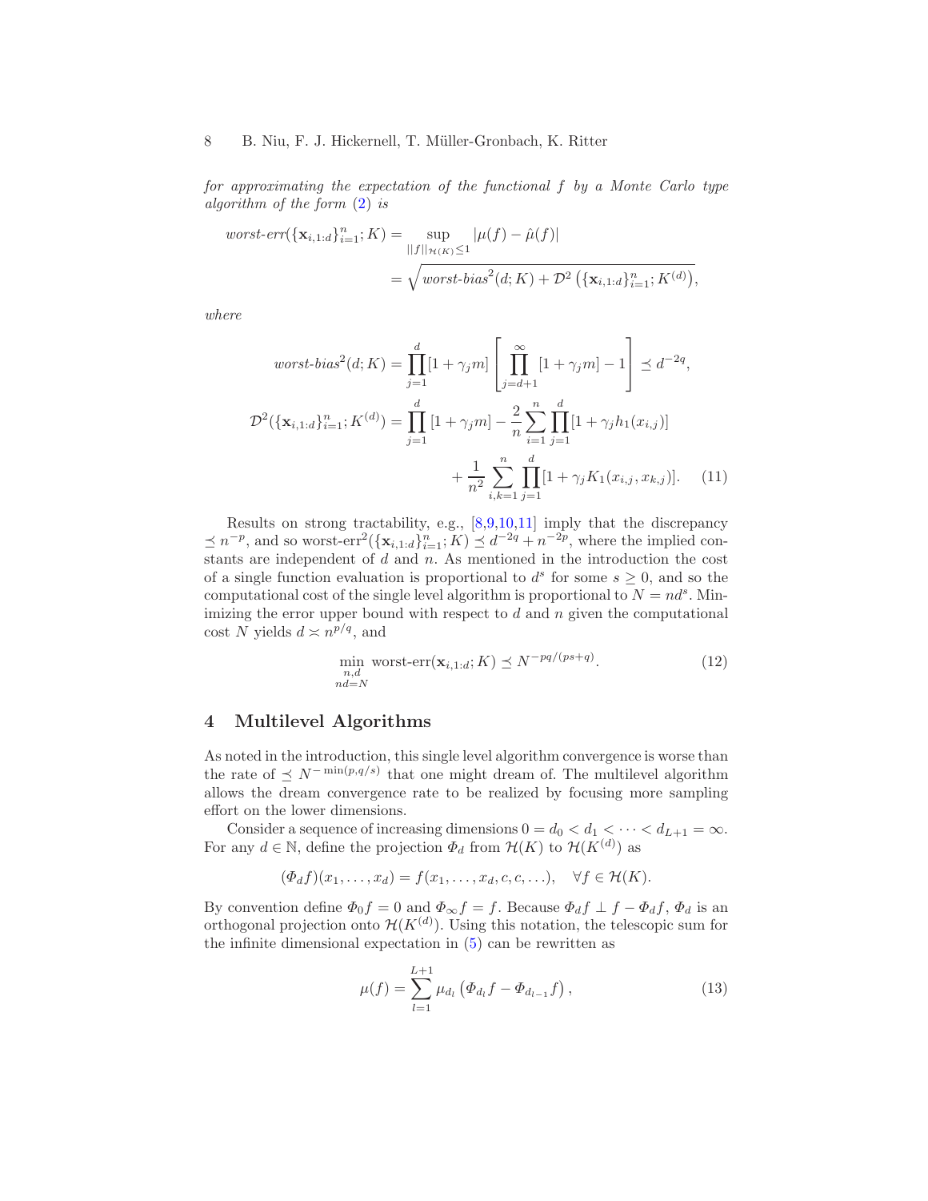*for approximating the expectation of the functional $f$ by a Monte Carlo type algorithm of the form (2) is*

$$
\begin{aligned}
\textit{worst-err}(\{\mathbf{x}_{i,1:d}\}_{i=1}^{n}; K) &= \sup_{\|f\|_{\mathcal{H}(K)} \le 1} |\mu(f) - \hat{\mu}(f)| \\
&= \sqrt{\textit{worst-bias}^2(d; K) + \mathcal{D}^2\left(\{\mathbf{x}_{i,1:d}\}_{i=1}^{n}; K^{(d)}\right)},
\end{aligned}
$$

*where*

$$
\begin{aligned}
\textit{worst-bias}^2(d; K) &= \prod_{j=1}^{d} [1 + \gamma_j m] \left[ \prod_{j=d+1}^{\infty} [1 + \gamma_j m] - 1 \right] \preceq d^{-2q}, \\
\mathcal{D}^2(\{\mathbf{x}_{i,1:d}\}_{i=1}^{n}; K^{(d)}) &= \prod_{j=1}^{d} [1 + \gamma_j m] - \frac{2}{n} \sum_{i=1}^{n} \prod_{j=1}^{d} [1 + \gamma_j h_1(x_{i,j})] \\
&\quad + \frac{1}{n^2} \sum_{i,k=1}^{n} \prod_{j=1}^{d} [1 + \gamma_j K_1(x_{i,j}, x_{k,j})]. \qquad (11)
\end{aligned}
$$

Results on strong tractability, e.g., [8,9,10,11] imply that the discrepancy $\preceq n^{-p}$, and so worst-err$^2(\{\mathbf{x}_{i,1:d}\}_{i=1}^{n}; K) \preceq d^{-2q} + n^{-2p}$, where the implied constants are independent of $d$ and $n$. As mentioned in the introduction the cost of a single function evaluation is proportional to $d^s$ for some $s \ge 0$, and so the computational cost of the single level algorithm is proportional to $N = nd^s$. Minimizing the error upper bound with respect to $d$ and $n$ given the computational cost $N$ yields $d \asymp n^{p/q}$, and

$$
\min_{\substack{n,d \\ nd=N}} \text{worst-err}(\mathbf{x}_{i,1:d}; K) \preceq N^{-pq/(ps+q)}. \qquad (12)
$$

## 4 Multilevel Algorithms

As noted in the introduction, this single level algorithm convergence is worse than the rate of $\preceq N^{-\min(p,q/s)}$ that one might dream of. The multilevel algorithm allows the dream convergence rate to be realized by focusing more sampling effort on the lower dimensions.

Consider a sequence of increasing dimensions $0 = d_0 < d_1 < \cdots < d_{L+1} = \infty$. For any $d \in \mathbb{N}$, define the projection $\Phi_d$ from $\mathcal{H}(K)$ to $\mathcal{H}(K^{(d)})$ as

$$
(\Phi_d f)(x_1, \ldots, x_d) = f(x_1, \ldots, x_d, c, c, \ldots), \quad \forall f \in \mathcal{H}(K).
$$

By convention define $\Phi_0 f = 0$ and $\Phi_\infty f = f$. Because $\Phi_d f \perp f - \Phi_d f$, $\Phi_d$ is an orthogonal projection onto $\mathcal{H}(K^{(d)})$. Using this notation, the telescopic sum for the infinite dimensional expectation in (5) can be rewritten as

$$
\mu(f) = \sum_{l=1}^{L+1} \mu_{d_l}\left(\Phi_{d_l} f - \Phi_{d_{l-1}} f\right), \qquad (13)
$$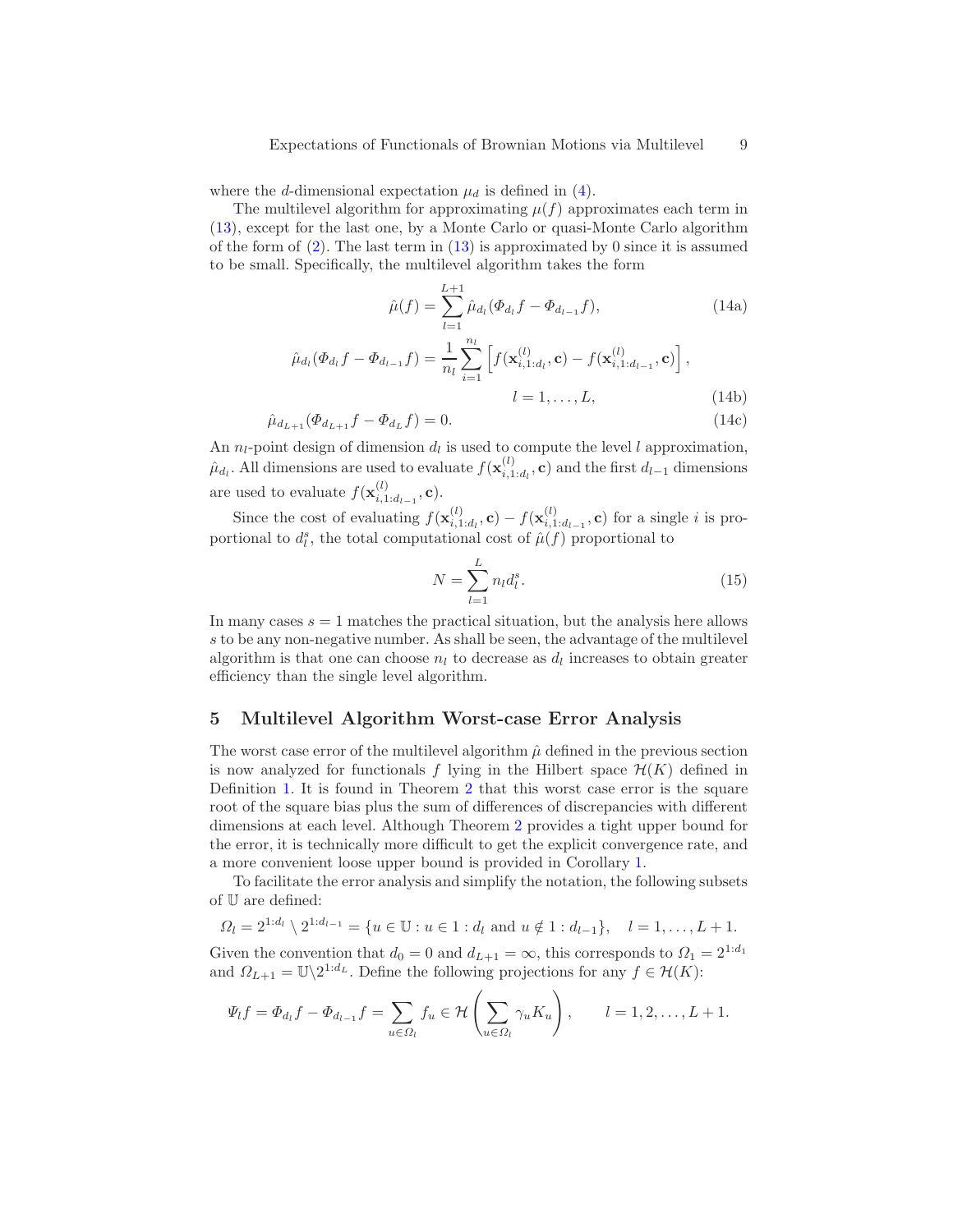where the $d$-dimensional expectation $\mu_d$ is defined in (4).

The multilevel algorithm for approximating $\mu(f)$ approximates each term in (13), except for the last one, by a Monte Carlo or quasi-Monte Carlo algorithm of the form of (2). The last term in (13) is approximated by 0 since it is assumed to be small. Specifically, the multilevel algorithm takes the form

$$\hat{\mu}(f) = \sum_{l=1}^{L+1} \hat{\mu}_{d_l}(\Phi_{d_l} f - \Phi_{d_{l-1}} f), \tag{14a}$$

$$\hat{\mu}_{d_l}(\Phi_{d_l} f - \Phi_{d_{l-1}} f) = \frac{1}{n_l} \sum_{i=1}^{n_l} \left[ f(\mathbf{x}_{i,1:d_l}^{(l)}, \mathbf{c}) - f(\mathbf{x}_{i,1:d_{l-1}}^{(l)}, \mathbf{c}) \right], \quad l = 1, \ldots, L, \tag{14b}$$

$$\hat{\mu}_{d_{L+1}}(\Phi_{d_{L+1}} f - \Phi_{d_L} f) = 0. \tag{14c}$$

An $n_l$-point design of dimension $d_l$ is used to compute the level $l$ approximation, $\hat{\mu}_{d_l}$. All dimensions are used to evaluate $f(\mathbf{x}_{i,1:d_l}^{(l)}, \mathbf{c})$ and the first $d_{l-1}$ dimensions are used to evaluate $f(\mathbf{x}_{i,1:d_{l-1}}^{(l)}, \mathbf{c})$.

Since the cost of evaluating $f(\mathbf{x}_{i,1:d_l}^{(l)}, \mathbf{c}) - f(\mathbf{x}_{i,1:d_{l-1}}^{(l)}, \mathbf{c})$ for a single $i$ is proportional to $d_l^s$, the total computational cost of $\hat{\mu}(f)$ proportional to

$$N = \sum_{l=1}^{L} n_l d_l^s. \tag{15}$$

In many cases $s = 1$ matches the practical situation, but the analysis here allows $s$ to be any non-negative number. As shall be seen, the advantage of the multilevel algorithm is that one can choose $n_l$ to decrease as $d_l$ increases to obtain greater efficiency than the single level algorithm.

## 5 Multilevel Algorithm Worst-case Error Analysis

The worst case error of the multilevel algorithm $\hat{\mu}$ defined in the previous section is now analyzed for functionals $f$ lying in the Hilbert space $\mathcal{H}(K)$ defined in Definition 1. It is found in Theorem 2 that this worst case error is the square root of the square bias plus the sum of differences of discrepancies with different dimensions at each level. Although Theorem 2 provides a tight upper bound for the error, it is technically more difficult to get the explicit convergence rate, and a more convenient loose upper bound is provided in Corollary 1.

To facilitate the error analysis and simplify the notation, the following subsets of $\mathbb{U}$ are defined:

$$\Omega_l = 2^{1:d_l} \setminus 2^{1:d_{l-1}} = \{u \in \mathbb{U} : u \in 1:d_l \text{ and } u \notin 1:d_{l-1}\}, \quad l = 1, \ldots, L+1.$$

Given the convention that $d_0 = 0$ and $d_{L+1} = \infty$, this corresponds to $\Omega_1 = 2^{1:d_1}$ and $\Omega_{L+1} = \mathbb{U} \setminus 2^{1:d_L}$. Define the following projections for any $f \in \mathcal{H}(K)$:

$$\Psi_l f = \Phi_{d_l} f - \Phi_{d_{l-1}} f = \sum_{u \in \Omega_l} f_u \in \mathcal{H}\left(\sum_{u \in \Omega_l} \gamma_u K_u\right), \qquad l = 1, 2, \ldots, L+1.$$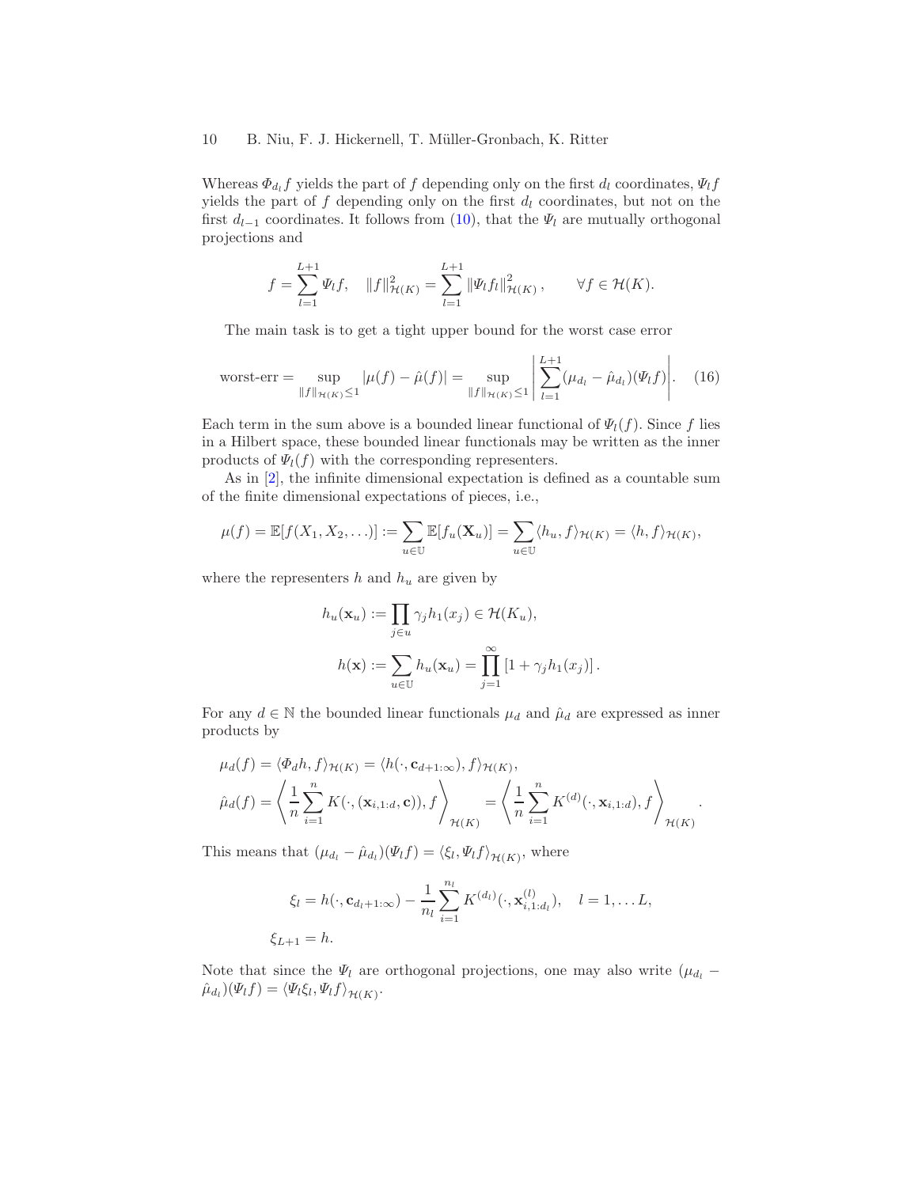Whereas $\Phi_{d_l} f$ yields the part of $f$ depending only on the first $d_l$ coordinates, $\Psi_l f$ yields the part of $f$ depending only on the first $d_l$ coordinates, but not on the first $d_{l-1}$ coordinates. It follows from (10), that the $\Psi_l$ are mutually orthogonal projections and

$$f = \sum_{l=1}^{L+1} \Psi_l f, \quad \|f\|_{\mathcal{H}(K)}^2 = \sum_{l=1}^{L+1} \|\Psi_l f_l\|_{\mathcal{H}(K)}^2, \qquad \forall f \in \mathcal{H}(K).$$

The main task is to get a tight upper bound for the worst case error

$$\text{worst-err} = \sup_{\|f\|_{\mathcal{H}(K)} \leq 1} |\mu(f) - \hat{\mu}(f)| = \sup_{\|f\|_{\mathcal{H}(K)} \leq 1} \left| \sum_{l=1}^{L+1} (\mu_{d_l} - \hat{\mu}_{d_l})(\Psi_l f) \right|. \tag{16}$$

Each term in the sum above is a bounded linear functional of $\Psi_l(f)$. Since $f$ lies in a Hilbert space, these bounded linear functionals may be written as the inner products of $\Psi_l(f)$ with the corresponding representers.

As in [2], the infinite dimensional expectation is defined as a countable sum of the finite dimensional expectations of pieces, i.e.,

$$\mu(f) = \mathbb{E}[f(X_1, X_2, \ldots)] := \sum_{u \in \mathbb{U}} \mathbb{E}[f_u(\mathbf{X}_u)] = \sum_{u \in \mathbb{U}} \langle h_u, f \rangle_{\mathcal{H}(K)} = \langle h, f \rangle_{\mathcal{H}(K)},$$

where the representers $h$ and $h_u$ are given by

$$h_u(\mathbf{x}_u) := \prod_{j \in u} \gamma_j h_1(x_j) \in \mathcal{H}(K_u),$$

$$h(\mathbf{x}) := \sum_{u \in \mathbb{U}} h_u(\mathbf{x}_u) = \prod_{j=1}^{\infty} \left[1 + \gamma_j h_1(x_j)\right].$$

For any $d \in \mathbb{N}$ the bounded linear functionals $\mu_d$ and $\hat{\mu}_d$ are expressed as inner products by

$$\mu_d(f) = \langle \Phi_d h, f \rangle_{\mathcal{H}(K)} = \langle h(\cdot, \mathbf{c}_{d+1:\infty}), f \rangle_{\mathcal{H}(K)},$$

$$\hat{\mu}_d(f) = \left\langle \frac{1}{n} \sum_{i=1}^{n} K(\cdot, (\mathbf{x}_{i,1:d}, \mathbf{c})), f \right\rangle_{\mathcal{H}(K)} = \left\langle \frac{1}{n} \sum_{i=1}^{n} K^{(d)}(\cdot, \mathbf{x}_{i,1:d}), f \right\rangle_{\mathcal{H}(K)}.$$

This means that $(\mu_{d_l} - \hat{\mu}_{d_l})(\Psi_l f) = \langle \xi_l, \Psi_l f \rangle_{\mathcal{H}(K)}$, where

$$\xi_l = h(\cdot, \mathbf{c}_{d_l+1:\infty}) - \frac{1}{n_l} \sum_{i=1}^{n_l} K^{(d_l)}(\cdot, \mathbf{x}_{i,1:d_l}^{(l)}), \quad l = 1, \ldots L,$$

$$\xi_{L+1} = h.$$

Note that since the $\Psi_l$ are orthogonal projections, one may also write $(\mu_{d_l} - \hat{\mu}_{d_l})(\Psi_l f) = \langle \Psi_l \xi_l, \Psi_l f \rangle_{\mathcal{H}(K)}$.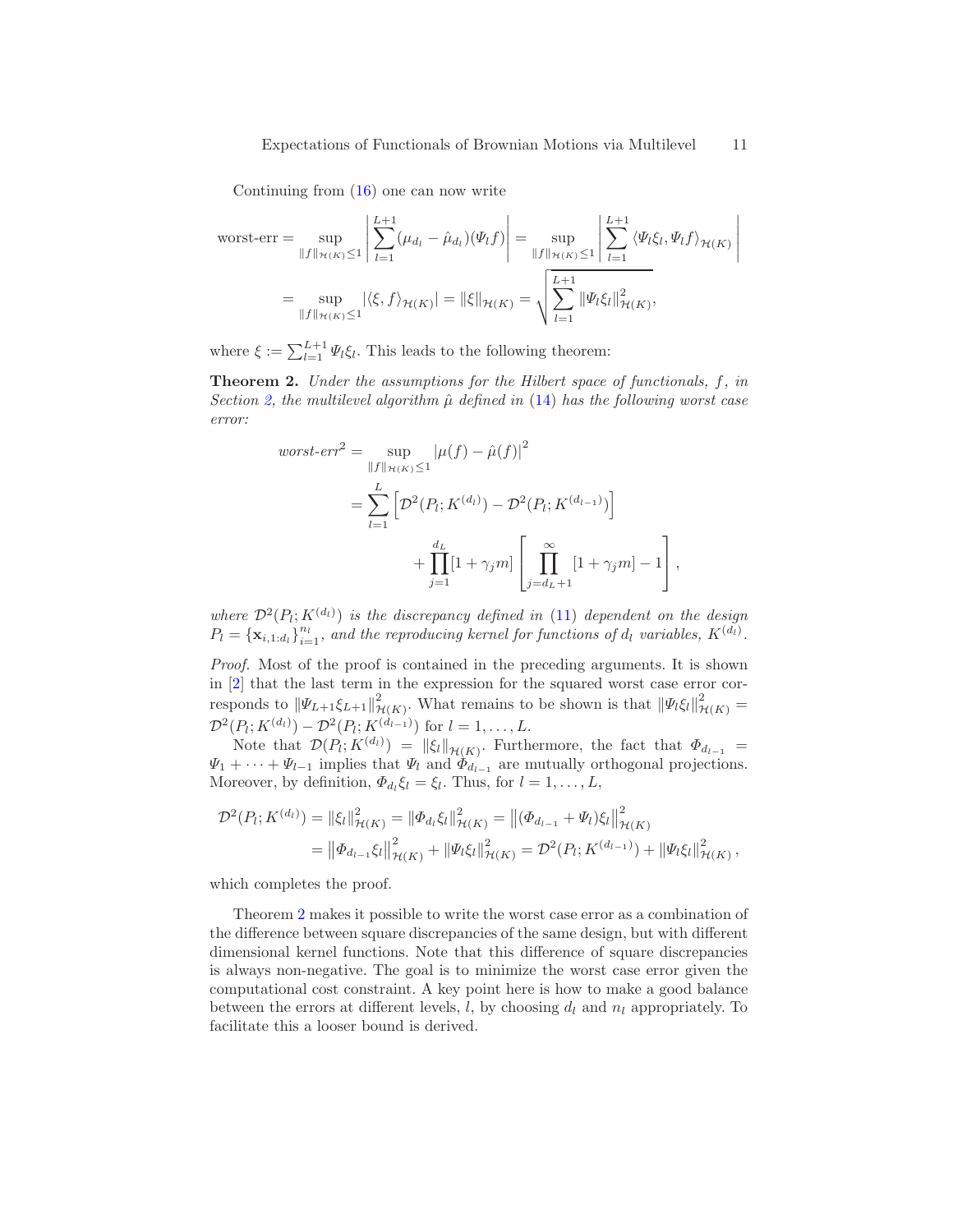Continuing from (16) one can now write

$$
\begin{aligned}
\text{worst-err} &= \sup_{\|f\|_{\mathcal{H}(K)} \le 1} \left| \sum_{l=1}^{L+1} (\mu_{d_l} - \hat{\mu}_{d_l})(\Psi_l f) \right| = \sup_{\|f\|_{\mathcal{H}(K)} \le 1} \left| \sum_{l=1}^{L+1} \langle \Psi_l \xi_l, \Psi_l f \rangle_{\mathcal{H}(K)} \right| \\
&= \sup_{\|f\|_{\mathcal{H}(K)} \le 1} |\langle \xi, f \rangle_{\mathcal{H}(K)}| = \|\xi\|_{\mathcal{H}(K)} = \sqrt{\sum_{l=1}^{L+1} \|\Psi_l \xi_l\|^2_{\mathcal{H}(K)}},
\end{aligned}
$$

where $\xi := \sum_{l=1}^{L+1} \Psi_l \xi_l$. This leads to the following theorem:

**Theorem 2.** *Under the assumptions for the Hilbert space of functionals, $f$, in Section 2, the multilevel algorithm $\hat{\mu}$ defined in (14) has the following worst case error:*

$$
\begin{aligned}
\textit{worst-err}^2 &= \sup_{\|f\|_{\mathcal{H}(K)} \le 1} |\mu(f) - \hat{\mu}(f)|^2 \\
&= \sum_{l=1}^{L} \left[ \mathcal{D}^2(P_l; K^{(d_l)}) - \mathcal{D}^2(P_l; K^{(d_{l-1})}) \right] \\
&\qquad + \prod_{j=1}^{d_L} [1 + \gamma_j m] \left[ \prod_{j=d_L+1}^{\infty} [1 + \gamma_j m] - 1 \right],
\end{aligned}
$$

*where $\mathcal{D}^2(P_l; K^{(d_l)})$ is the discrepancy defined in (11) dependent on the design $P_l = \{\mathbf{x}_{i,1:d_l}\}_{i=1}^{n_l}$, and the reproducing kernel for functions of $d_l$ variables, $K^{(d_l)}$.*

*Proof.* Most of the proof is contained in the preceding arguments. It is shown in [2] that the last term in the expression for the squared worst case error corresponds to $\|\Psi_{L+1}\xi_{L+1}\|^2_{\mathcal{H}(K)}$. What remains to be shown is that $\|\Psi_l \xi_l\|^2_{\mathcal{H}(K)} = \mathcal{D}^2(P_l; K^{(d_l)}) - \mathcal{D}^2(P_l; K^{(d_{l-1})})$ for $l = 1, \ldots, L$.

Note that $\mathcal{D}(P_l; K^{(d_l)}) = \|\xi_l\|_{\mathcal{H}(K)}$. Furthermore, the fact that $\Phi_{d_{l-1}} = \Psi_1 + \cdots + \Psi_{l-1}$ implies that $\Psi_l$ and $\Phi_{d_{l-1}}$ are mutually orthogonal projections. Moreover, by definition, $\Phi_{d_l} \xi_l = \xi_l$. Thus, for $l = 1, \ldots, L$,

$$
\begin{aligned}
\mathcal{D}^2(P_l; K^{(d_l)}) &= \|\xi_l\|^2_{\mathcal{H}(K)} = \|\Phi_{d_l} \xi_l\|^2_{\mathcal{H}(K)} = \left\|(\Phi_{d_{l-1}} + \Psi_l)\xi_l\right\|^2_{\mathcal{H}(K)} \\
&= \left\|\Phi_{d_{l-1}} \xi_l\right\|^2_{\mathcal{H}(K)} + \|\Psi_l \xi_l\|^2_{\mathcal{H}(K)} = \mathcal{D}^2(P_l; K^{(d_{l-1})}) + \|\Psi_l \xi_l\|^2_{\mathcal{H}(K)},
\end{aligned}
$$

which completes the proof.

Theorem 2 makes it possible to write the worst case error as a combination of the difference between square discrepancies of the same design, but with different dimensional kernel functions. Note that this difference of square discrepancies is always non-negative. The goal is to minimize the worst case error given the computational cost constraint. A key point here is how to make a good balance between the errors at different levels, $l$, by choosing $d_l$ and $n_l$ appropriately. To facilitate this a looser bound is derived.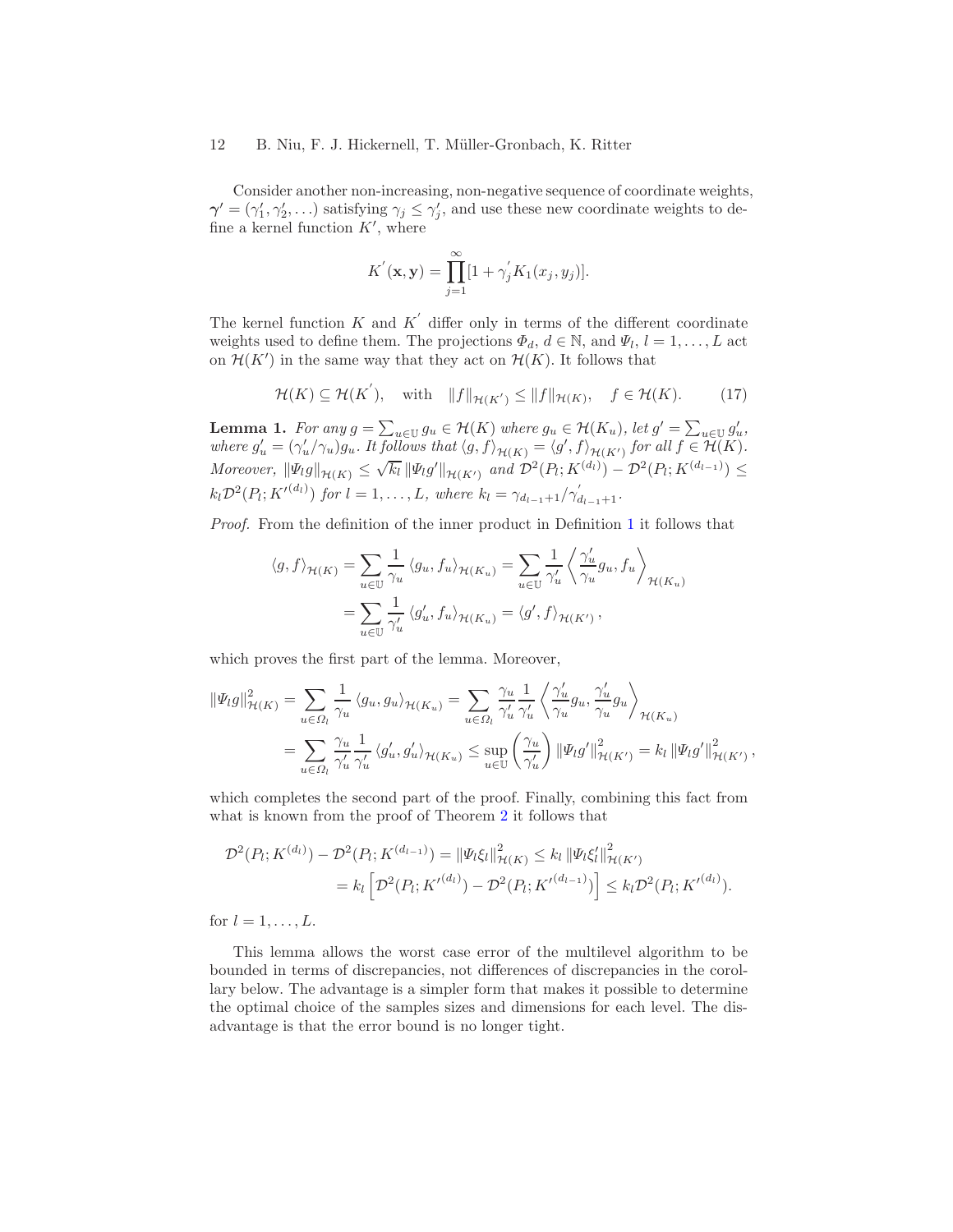Consider another non-increasing, non-negative sequence of coordinate weights, $\boldsymbol{\gamma}' = (\gamma_1', \gamma_2', \ldots)$ satisfying $\gamma_j \le \gamma_j'$, and use these new coordinate weights to define a kernel function $K'$, where

$$K^{'}(\mathbf{x}, \mathbf{y}) = \prod_{j=1}^{\infty} [1 + \gamma_j^{'} K_1(x_j, y_j)].$$

The kernel function $K$ and $K^{'}$ differ only in terms of the different coordinate weights used to define them. The projections $\Phi_d$, $d \in \mathbb{N}$, and $\Psi_l$, $l = 1, \ldots, L$ act on $\mathcal{H}(K')$ in the same way that they act on $\mathcal{H}(K)$. It follows that

$$\mathcal{H}(K) \subseteq \mathcal{H}(K^{'}), \quad \text{with} \quad \|f\|_{\mathcal{H}(K')} \le \|f\|_{\mathcal{H}(K)}, \quad f \in \mathcal{H}(K). \tag{17}$$

**Lemma 1.** *For any $g = \sum_{u \in \mathbb{U}} g_u \in \mathcal{H}(K)$ where $g_u \in \mathcal{H}(K_u)$, let $g' = \sum_{u \in \mathbb{U}} g_u'$, where $g_u' = (\gamma_u'/\gamma_u) g_u$. It follows that $\langle g, f \rangle_{\mathcal{H}(K)} = \langle g', f \rangle_{\mathcal{H}(K')}$ for all $f \in \mathcal{H}(K)$. Moreover, $\|\Psi_l g\|_{\mathcal{H}(K)} \le \sqrt{k_l}\, \|\Psi_l g'\|_{\mathcal{H}(K')}$ and $\mathcal{D}^2(P_l; K^{(d_l)}) - \mathcal{D}^2(P_l; K^{(d_{l-1})}) \le k_l \mathcal{D}^2(P_l; K'^{(d_l)})$ for $l = 1, \ldots, L$, where $k_l = \gamma_{d_{l-1}+1}/\gamma^{'}_{d_{l-1}+1}$.*

*Proof.* From the definition of the inner product in Definition 1 it follows that

$$\begin{aligned}
\langle g, f \rangle_{\mathcal{H}(K)} &= \sum_{u \in \mathbb{U}} \frac{1}{\gamma_u} \langle g_u, f_u \rangle_{\mathcal{H}(K_u)} = \sum_{u \in \mathbb{U}} \frac{1}{\gamma_u'} \left\langle \frac{\gamma_u'}{\gamma_u} g_u, f_u \right\rangle_{\mathcal{H}(K_u)} \\
&= \sum_{u \in \mathbb{U}} \frac{1}{\gamma_u'} \langle g_u', f_u \rangle_{\mathcal{H}(K_u)} = \langle g', f \rangle_{\mathcal{H}(K')},
\end{aligned}$$

which proves the first part of the lemma. Moreover,

$$\begin{aligned}
\|\Psi_l g\|_{\mathcal{H}(K)}^2 &= \sum_{u \in \Omega_l} \frac{1}{\gamma_u} \langle g_u, g_u \rangle_{\mathcal{H}(K_u)} = \sum_{u \in \Omega_l} \frac{\gamma_u}{\gamma_u'} \frac{1}{\gamma_u'} \left\langle \frac{\gamma_u'}{\gamma_u} g_u, \frac{\gamma_u'}{\gamma_u} g_u \right\rangle_{\mathcal{H}(K_u)} \\
&= \sum_{u \in \Omega_l} \frac{\gamma_u}{\gamma_u'} \frac{1}{\gamma_u'} \langle g_u', g_u' \rangle_{\mathcal{H}(K_u)} \le \sup_{u \in \mathbb{U}} \left( \frac{\gamma_u}{\gamma_u'} \right) \|\Psi_l g'\|_{\mathcal{H}(K')}^2 = k_l \|\Psi_l g'\|_{\mathcal{H}(K')}^2,
\end{aligned}$$

which completes the second part of the proof. Finally, combining this fact from what is known from the proof of Theorem 2 it follows that

$$\begin{aligned}
\mathcal{D}^2(P_l; K^{(d_l)}) - \mathcal{D}^2(P_l; K^{(d_{l-1})}) &= \|\Psi_l \xi_l\|_{\mathcal{H}(K)}^2 \le k_l \|\Psi_l \xi_l'\|_{\mathcal{H}(K')}^2 \\
&= k_l \left[ \mathcal{D}^2(P_l; K'^{(d_l)}) - \mathcal{D}^2(P_l; K'^{(d_{l-1})}) \right] \le k_l \mathcal{D}^2(P_l; K'^{(d_l)}).
\end{aligned}$$

for $l = 1, \ldots, L$.

This lemma allows the worst case error of the multilevel algorithm to be bounded in terms of discrepancies, not differences of discrepancies in the corollary below. The advantage is a simpler form that makes it possible to determine the optimal choice of the samples sizes and dimensions for each level. The disadvantage is that the error bound is no longer tight.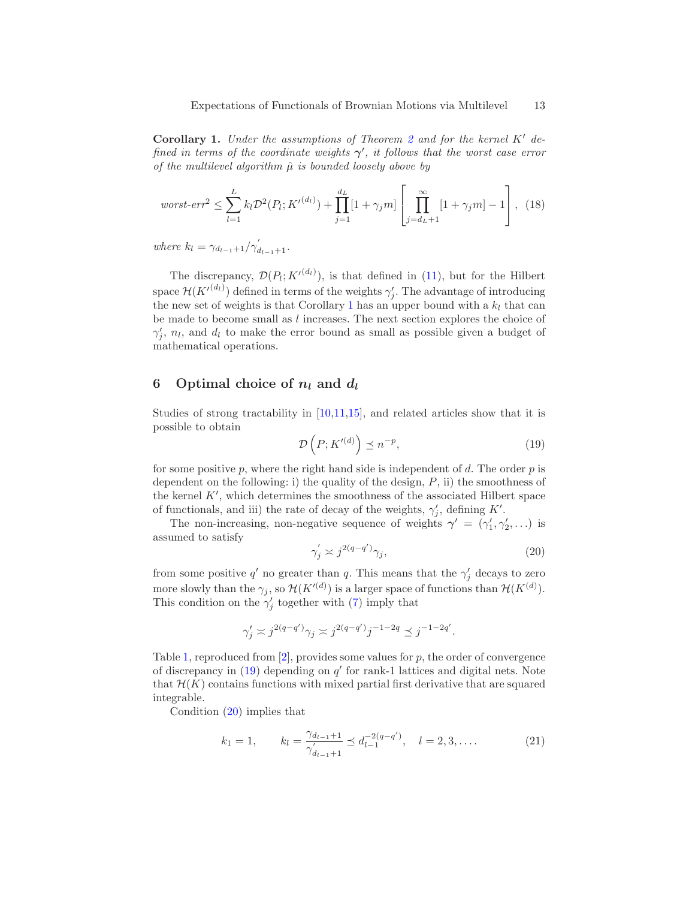**Corollary 1.** *Under the assumptions of Theorem 2 and for the kernel $K'$ defined in terms of the coordinate weights $\boldsymbol{\gamma}'$, it follows that the worst case error of the multilevel algorithm $\hat{\mu}$ is bounded loosely above by*

$$\textit{worst-err}^2 \leq \sum_{l=1}^{L} k_l \mathcal{D}^2(P_l; {K'}^{(d_l)}) + \prod_{j=1}^{d_L} [1 + \gamma_j m] \left[ \prod_{j=d_L+1}^{\infty} [1 + \gamma_j m] - 1 \right], \quad (18)$$

*where* $k_l = \gamma_{d_{l-1}+1} / \gamma'_{d_{l-1}+1}$.

The discrepancy, $\mathcal{D}(P_l; {K'}^{(d_l)})$, is that defined in (11), but for the Hilbert space $\mathcal{H}({K'}^{(d_l)})$ defined in terms of the weights $\gamma'_j$. The advantage of introducing the new set of weights is that Corollary 1 has an upper bound with a $k_l$ that can be made to become small as $l$ increases. The next section explores the choice of $\gamma'_j$, $n_l$, and $d_l$ to make the error bound as small as possible given a budget of mathematical operations.

## 6 Optimal choice of $n_l$ and $d_l$

Studies of strong tractability in [10,11,15], and related articles show that it is possible to obtain

$$\mathcal{D}\left(P; {K'}^{(d)}\right) \preceq n^{-p}, \quad (19)$$

for some positive $p$, where the right hand side is independent of $d$. The order $p$ is dependent on the following: i) the quality of the design, $P$, ii) the smoothness of the kernel $K'$, which determines the smoothness of the associated Hilbert space of functionals, and iii) the rate of decay of the weights, $\gamma'_j$, defining $K'$.

The non-increasing, non-negative sequence of weights $\boldsymbol{\gamma}' = (\gamma'_1, \gamma'_2, \ldots)$ is assumed to satisfy

$$\gamma'_j \asymp j^{2(q-q')} \gamma_j, \quad (20)$$

from some positive $q'$ no greater than $q$. This means that the $\gamma'_j$ decays to zero more slowly than the $\gamma_j$, so $\mathcal{H}({K'}^{(d)})$ is a larger space of functions than $\mathcal{H}(K^{(d)})$. This condition on the $\gamma'_j$ together with (7) imply that

$$\gamma'_j \asymp j^{2(q-q')} \gamma_j \asymp j^{2(q-q')} j^{-1-2q} \preceq j^{-1-2q'}.$$

Table 1, reproduced from [2], provides some values for $p$, the order of convergence of discrepancy in (19) depending on $q'$ for rank-1 lattices and digital nets. Note that $\mathcal{H}(K)$ contains functions with mixed partial first derivative that are squared integrable.

Condition (20) implies that

$$k_1 = 1, \qquad k_l = \frac{\gamma_{d_{l-1}+1}}{\gamma'_{d_{l-1}+1}} \preceq d_{l-1}^{-2(q-q')}, \quad l = 2, 3, \ldots. \quad (21)$$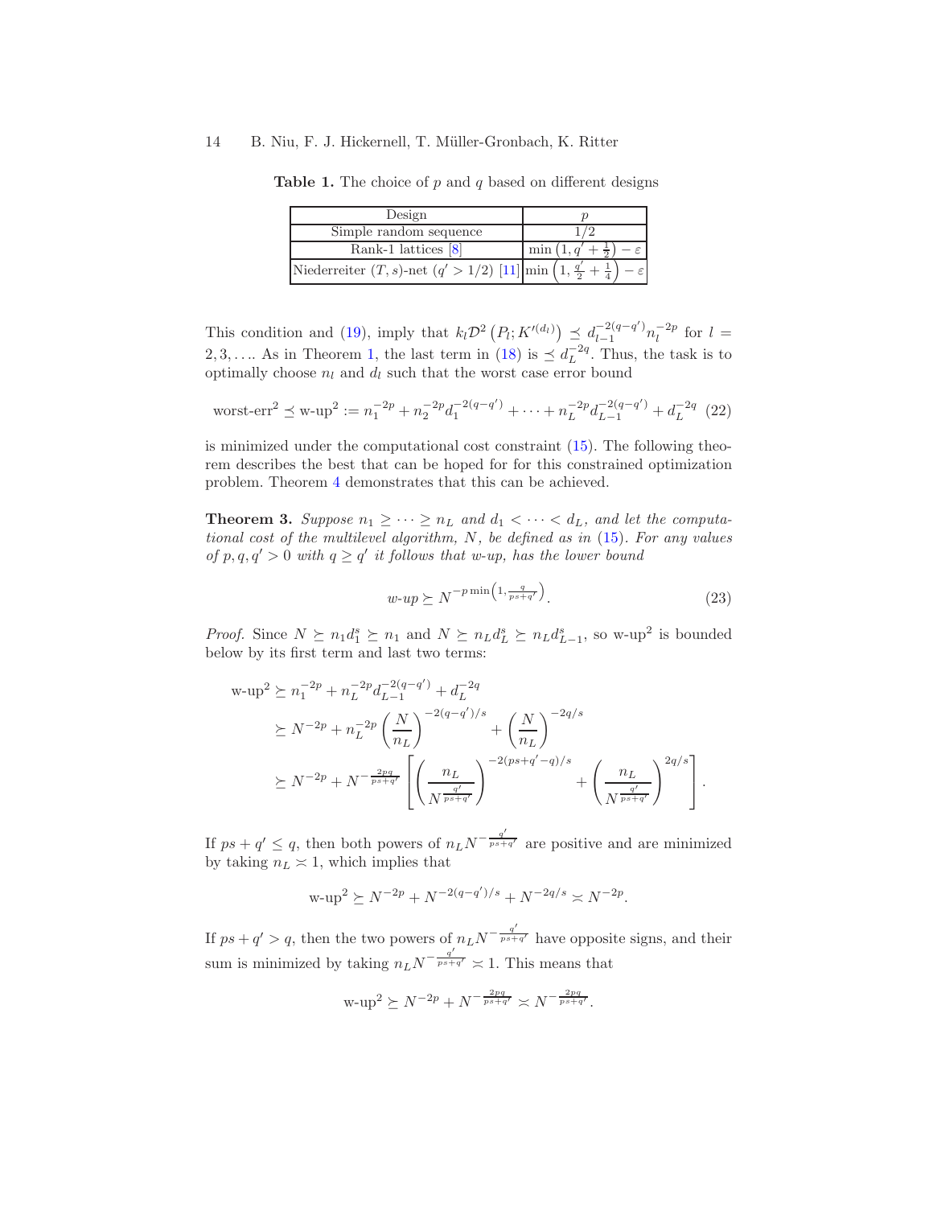**Table 1.** The choice of $p$ and $q$ based on different designs

| Design | $p$ |
| --- | --- |
| Simple random sequence | $1/2$ |
| Rank-1 lattices [8] | $\min\left(1, q' + \frac{1}{2}\right) - \varepsilon$ |
| Niederreiter $(T,s)$-net ($q' > 1/2$) [11] | $\min\left(1, \frac{q'}{2} + \frac{1}{4}\right) - \varepsilon$ |

This condition and (19), imply that $k_l \mathcal{D}^2\left(P_l; K'^{(d_l)}\right) \preceq d_{l-1}^{-2(q-q')} n_l^{-2p}$ for $l = 2, 3, \ldots$. As in Theorem 1, the last term in (18) is $\preceq d_L^{-2q}$. Thus, the task is to optimally choose $n_l$ and $d_l$ such that the worst case error bound

$$\text{worst-err}^2 \preceq \text{w-up}^2 := n_1^{-2p} + n_2^{-2p} d_1^{-2(q-q')} + \cdots + n_L^{-2p} d_{L-1}^{-2(q-q')} + d_L^{-2q} \quad (22)$$

is minimized under the computational cost constraint (15). The following theorem describes the best that can be hoped for for this constrained optimization problem. Theorem 4 demonstrates that this can be achieved.

**Theorem 3.** *Suppose $n_1 \geq \cdots \geq n_L$ and $d_1 < \cdots < d_L$, and let the computational cost of the multilevel algorithm, $N$, be defined as in (15). For any values of $p, q, q' > 0$ with $q \geq q'$ it follows that w-up, has the lower bound*

$$\textit{w-up} \succeq N^{-p \min\left(1, \frac{q}{ps+q'}\right)}. \quad (23)$$

*Proof.* Since $N \succeq n_1 d_1^s \succeq n_1$ and $N \succeq n_L d_L^s \succeq n_L d_{L-1}^s$, so $\text{w-up}^2$ is bounded below by its first term and last two terms:

$$\begin{aligned}
\text{w-up}^2 &\succeq n_1^{-2p} + n_L^{-2p} d_{L-1}^{-2(q-q')} + d_L^{-2q} \\
&\succeq N^{-2p} + n_L^{-2p} \left(\frac{N}{n_L}\right)^{-2(q-q')/s} + \left(\frac{N}{n_L}\right)^{-2q/s} \\
&\succeq N^{-2p} + N^{-\frac{2pq}{ps+q'}} \left[\left(\frac{n_L}{N^{\frac{q'}{ps+q'}}}\right)^{-2(ps+q'-q)/s} + \left(\frac{n_L}{N^{\frac{q'}{ps+q'}}}\right)^{2q/s}\right].
\end{aligned}$$

If $ps + q' \leq q$, then both powers of $n_L N^{-\frac{q'}{ps+q'}}$ are positive and are minimized by taking $n_L \asymp 1$, which implies that

$$\text{w-up}^2 \succeq N^{-2p} + N^{-2(q-q')/s} + N^{-2q/s} \asymp N^{-2p}.$$

If $ps + q' > q$, then the two powers of $n_L N^{-\frac{q'}{ps+q'}}$ have opposite signs, and their sum is minimized by taking $n_L N^{-\frac{q'}{ps+q'}} \asymp 1$. This means that

$$\text{w-up}^2 \succeq N^{-2p} + N^{-\frac{2pq}{ps+q'}} \asymp N^{-\frac{2pq}{ps+q'}}.$$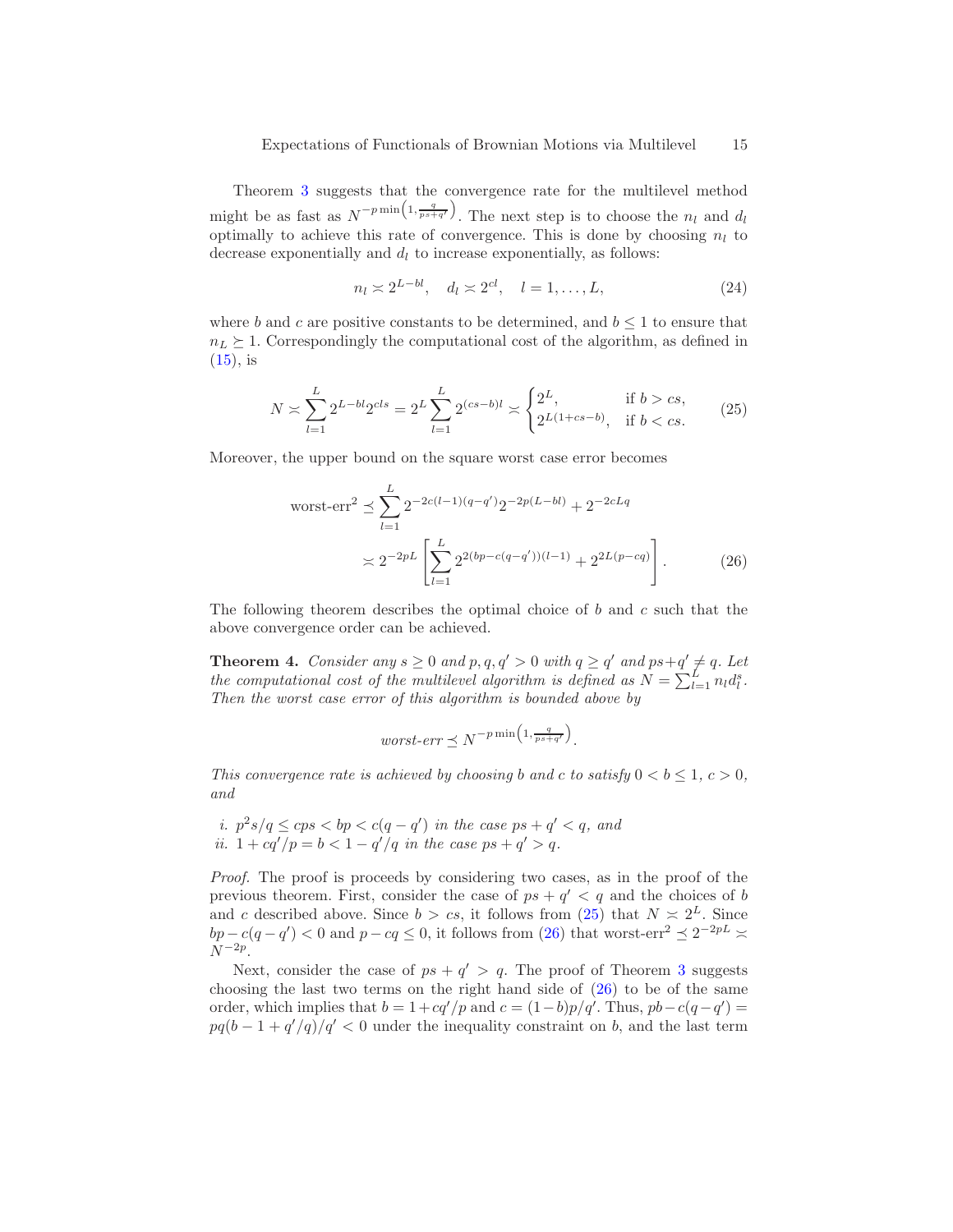Theorem 3 suggests that the convergence rate for the multilevel method might be as fast as $N^{-p\min\left(1,\frac{q}{ps+q'}\right)}$. The next step is to choose the $n_l$ and $d_l$ optimally to achieve this rate of convergence. This is done by choosing $n_l$ to decrease exponentially and $d_l$ to increase exponentially, as follows:

$$n_l \asymp 2^{L-bl}, \quad d_l \asymp 2^{cl}, \quad l = 1, \ldots, L, \tag{24}$$

where $b$ and $c$ are positive constants to be determined, and $b \leq 1$ to ensure that $n_L \succeq 1$. Correspondingly the computational cost of the algorithm, as defined in (15), is

$$N \asymp \sum_{l=1}^{L} 2^{L-bl} 2^{cls} = 2^L \sum_{l=1}^{L} 2^{(cs-b)l} \asymp \begin{cases} 2^L, & \text{if } b > cs, \\ 2^{L(1+cs-b)}, & \text{if } b < cs. \end{cases} \tag{25}$$

Moreover, the upper bound on the square worst case error becomes

$$\begin{aligned} \text{worst-err}^2 &\preceq \sum_{l=1}^{L} 2^{-2c(l-1)(q-q')} 2^{-2p(L-bl)} + 2^{-2cLq} \\ &\asymp 2^{-2pL} \left[ \sum_{l=1}^{L} 2^{2(bp-c(q-q'))(l-1)} + 2^{2L(p-cq)} \right]. \end{aligned} \tag{26}$$

The following theorem describes the optimal choice of $b$ and $c$ such that the above convergence order can be achieved.

**Theorem 4.** *Consider any $s \geq 0$ and $p, q, q' > 0$ with $q \geq q'$ and $ps + q' \neq q$. Let the computational cost of the multilevel algorithm is defined as $N = \sum_{l=1}^{L} n_l d_l^s$. Then the worst case error of this algorithm is bounded above by*

$$\textit{worst-err} \preceq N^{-p\min\left(1,\frac{q}{ps+q'}\right)}.$$

*This convergence rate is achieved by choosing $b$ and $c$ to satisfy $0 < b \leq 1$, $c > 0$, and*

*i. $p^2 s/q \leq cps < bp < c(q-q')$ in the case $ps + q' < q$, and*
*ii. $1 + cq'/p = b < 1 - q'/q$ in the case $ps + q' > q$.*

*Proof.* The proof is proceeds by considering two cases, as in the proof of the previous theorem. First, consider the case of $ps + q' < q$ and the choices of $b$ and $c$ described above. Since $b > cs$, it follows from (25) that $N \asymp 2^L$. Since $bp - c(q - q') < 0$ and $p - cq \leq 0$, it follows from (26) that worst-err$^2 \preceq 2^{-2pL} \asymp N^{-2p}$.

Next, consider the case of $ps + q' > q$. The proof of Theorem 3 suggests choosing the last two terms on the right hand side of (26) to be of the same order, which implies that $b = 1 + cq'/p$ and $c = (1-b)p/q'$. Thus, $pb - c(q - q') = pq(b - 1 + q'/q)/q' < 0$ under the inequality constraint on $b$, and the last term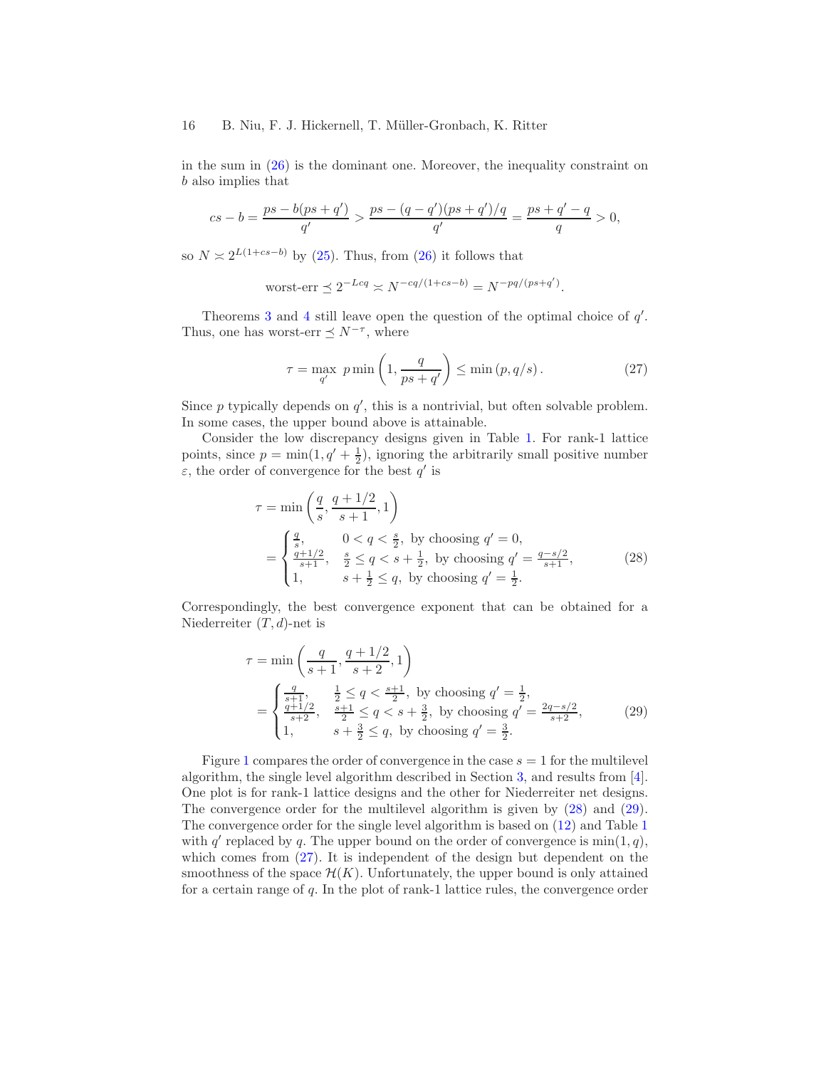in the sum in (26) is the dominant one. Moreover, the inequality constraint on $b$ also implies that

$$cs - b = \frac{ps - b(ps + q')}{q'} > \frac{ps - (q - q')(ps + q')/q}{q'} = \frac{ps + q' - q}{q} > 0,$$

so $N \asymp 2^{L(1+cs-b)}$ by (25). Thus, from (26) it follows that

$$\text{worst-err} \preceq 2^{-Lcq} \asymp N^{-cq/(1+cs-b)} = N^{-pq/(ps+q')}.$$

Theorems 3 and 4 still leave open the question of the optimal choice of $q'$. Thus, one has worst-err $\preceq N^{-\tau}$, where

$$\tau = \max_{q'} \; p \min\left(1, \frac{q}{ps + q'}\right) \leq \min\left(p, q/s\right). \tag{27}$$

Since $p$ typically depends on $q'$, this is a nontrivial, but often solvable problem. In some cases, the upper bound above is attainable.

Consider the low discrepancy designs given in Table 1. For rank-1 lattice points, since $p = \min(1, q' + \frac{1}{2})$, ignoring the arbitrarily small positive number $\varepsilon$, the order of convergence for the best $q'$ is

$$\begin{aligned}
\tau &= \min\left(\frac{q}{s}, \frac{q + 1/2}{s+1}, 1\right) \\
&= \begin{cases} \frac{q}{s}, & 0 < q < \frac{s}{2}, \text{ by choosing } q' = 0, \\ \frac{q+1/2}{s+1}, & \frac{s}{2} \leq q < s + \frac{1}{2}, \text{ by choosing } q' = \frac{q - s/2}{s+1}, \\ 1, & s + \frac{1}{2} \leq q, \text{ by choosing } q' = \frac{1}{2}. \end{cases}
\end{aligned} \tag{28}$$

Correspondingly, the best convergence exponent that can be obtained for a Niederreiter $(T, d)$-net is

$$\begin{aligned}
\tau &= \min\left(\frac{q}{s+1}, \frac{q + 1/2}{s+2}, 1\right) \\
&= \begin{cases} \frac{q}{s+1}, & \frac{1}{2} \leq q < \frac{s+1}{2}, \text{ by choosing } q' = \frac{1}{2}, \\ \frac{q+1/2}{s+2}, & \frac{s+1}{2} \leq q < s + \frac{3}{2}, \text{ by choosing } q' = \frac{2q - s/2}{s+2}, \\ 1, & s + \frac{3}{2} \leq q, \text{ by choosing } q' = \frac{3}{2}. \end{cases}
\end{aligned} \tag{29}$$

Figure 1 compares the order of convergence in the case $s = 1$ for the multilevel algorithm, the single level algorithm described in Section 3, and results from [4]. One plot is for rank-1 lattice designs and the other for Niederreiter net designs. The convergence order for the multilevel algorithm is given by (28) and (29). The convergence order for the single level algorithm is based on (12) and Table 1 with $q'$ replaced by $q$. The upper bound on the order of convergence is $\min(1, q)$, which comes from (27). It is independent of the design but dependent on the smoothness of the space $\mathcal{H}(K)$. Unfortunately, the upper bound is only attained for a certain range of $q$. In the plot of rank-1 lattice rules, the convergence order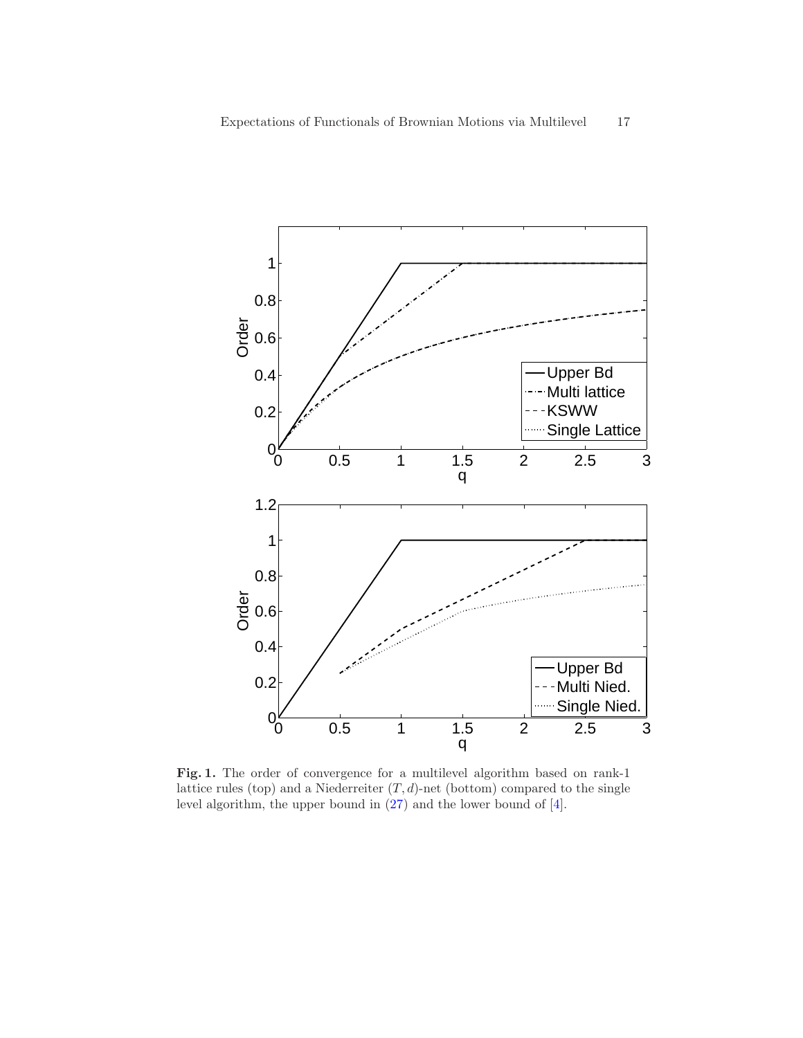**Fig. 1.** The order of convergence for a multilevel algorithm based on rank-1 lattice rules (top) and a Niederreiter $(T, d)$-net (bottom) compared to the single level algorithm, the upper bound in (27) and the lower bound of [4].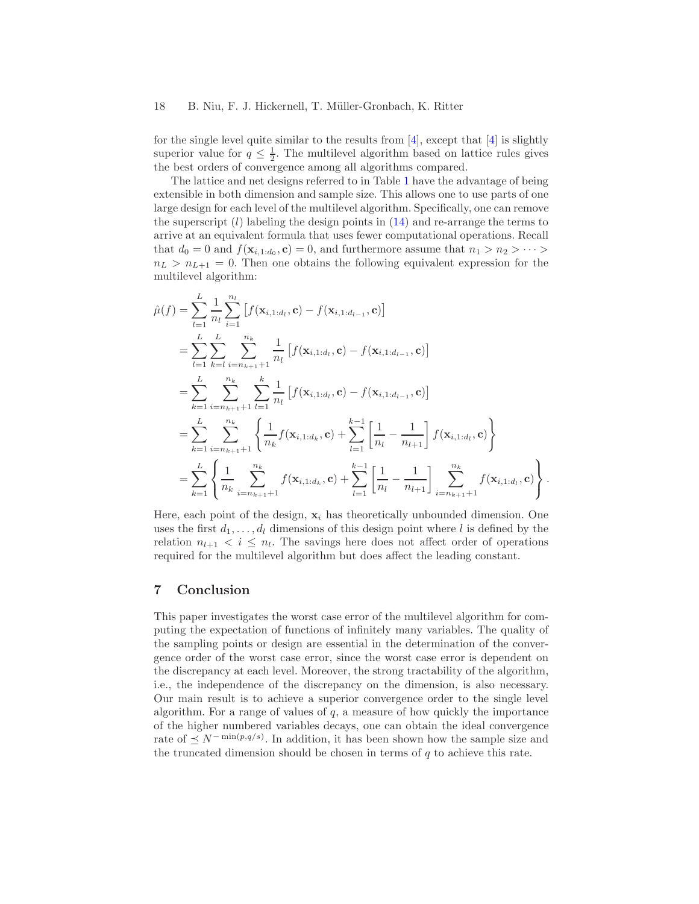for the single level quite similar to the results from [4], except that [4] is slightly superior value for $q \le \frac{1}{2}$. The multilevel algorithm based on lattice rules gives the best orders of convergence among all algorithms compared.

The lattice and net designs referred to in Table 1 have the advantage of being extensible in both dimension and sample size. This allows one to use parts of one large design for each level of the multilevel algorithm. Specifically, one can remove the superscript $(l)$ labeling the design points in (14) and re-arrange the terms to arrive at an equivalent formula that uses fewer computational operations. Recall that $d_0 = 0$ and $f(\mathbf{x}_{i,1:d_0}, \mathbf{c}) = 0$, and furthermore assume that $n_1 > n_2 > \cdots > n_L > n_{L+1} = 0$. Then one obtains the following equivalent expression for the multilevel algorithm:

$$
\begin{aligned}
\hat{\mu}(f) &= \sum_{l=1}^{L} \frac{1}{n_l} \sum_{i=1}^{n_l} \left[ f(\mathbf{x}_{i,1:d_l}, \mathbf{c}) - f(\mathbf{x}_{i,1:d_{l-1}}, \mathbf{c}) \right] \\
&= \sum_{l=1}^{L} \sum_{k=l}^{L} \sum_{i=n_{k+1}+1}^{n_k} \frac{1}{n_l} \left[ f(\mathbf{x}_{i,1:d_l}, \mathbf{c}) - f(\mathbf{x}_{i,1:d_{l-1}}, \mathbf{c}) \right] \\
&= \sum_{k=1}^{L} \sum_{i=n_{k+1}+1}^{n_k} \sum_{l=1}^{k} \frac{1}{n_l} \left[ f(\mathbf{x}_{i,1:d_l}, \mathbf{c}) - f(\mathbf{x}_{i,1:d_{l-1}}, \mathbf{c}) \right] \\
&= \sum_{k=1}^{L} \sum_{i=n_{k+1}+1}^{n_k} \left\{ \frac{1}{n_k} f(\mathbf{x}_{i,1:d_k}, \mathbf{c}) + \sum_{l=1}^{k-1} \left[ \frac{1}{n_l} - \frac{1}{n_{l+1}} \right] f(\mathbf{x}_{i,1:d_l}, \mathbf{c}) \right\} \\
&= \sum_{k=1}^{L} \left\{ \frac{1}{n_k} \sum_{i=n_{k+1}+1}^{n_k} f(\mathbf{x}_{i,1:d_k}, \mathbf{c}) + \sum_{l=1}^{k-1} \left[ \frac{1}{n_l} - \frac{1}{n_{l+1}} \right] \sum_{i=n_{k+1}+1}^{n_k} f(\mathbf{x}_{i,1:d_l}, \mathbf{c}) \right\}.
\end{aligned}
$$

Here, each point of the design, $\mathbf{x}_i$ has theoretically unbounded dimension. One uses the first $d_1, \ldots, d_l$ dimensions of this design point where $l$ is defined by the relation $n_{l+1} < i \le n_l$. The savings here does not affect order of operations required for the multilevel algorithm but does affect the leading constant.

## 7 Conclusion

This paper investigates the worst case error of the multilevel algorithm for computing the expectation of functions of infinitely many variables. The quality of the sampling points or design are essential in the determination of the convergence order of the worst case error, since the worst case error is dependent on the discrepancy at each level. Moreover, the strong tractability of the algorithm, i.e., the independence of the discrepancy on the dimension, is also necessary. Our main result is to achieve a superior convergence order to the single level algorithm. For a range of values of $q$, a measure of how quickly the importance of the higher numbered variables decays, one can obtain the ideal convergence rate of $\preceq N^{-\min(p,q/s)}$. In addition, it has been shown how the sample size and the truncated dimension should be chosen in terms of $q$ to achieve this rate.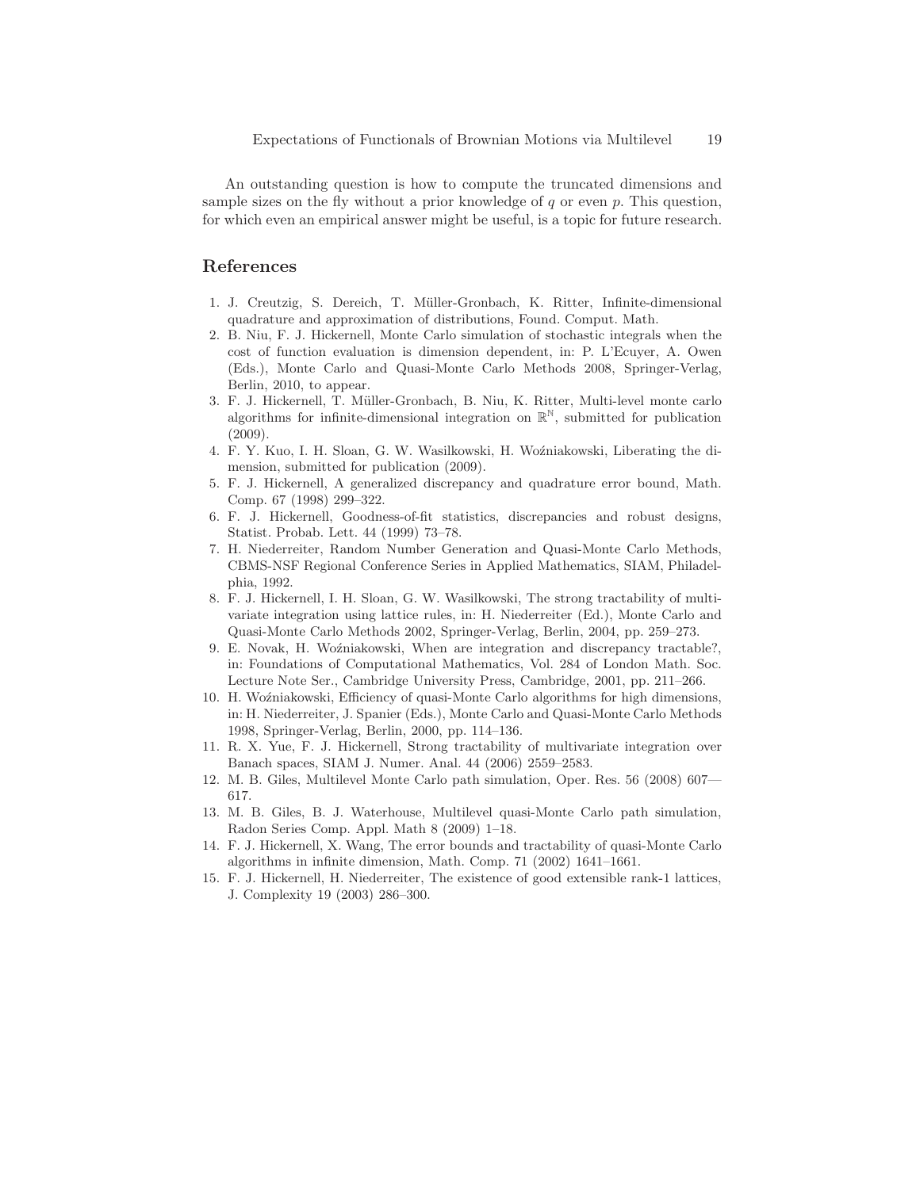An outstanding question is how to compute the truncated dimensions and sample sizes on the fly without a prior knowledge of $q$ or even $p$. This question, for which even an empirical answer might be useful, is a topic for future research.

## References

1. J. Creutzig, S. Dereich, T. Müller-Gronbach, K. Ritter, Infinite-dimensional quadrature and approximation of distributions, Found. Comput. Math.
2. B. Niu, F. J. Hickernell, Monte Carlo simulation of stochastic integrals when the cost of function evaluation is dimension dependent, in: P. L'Ecuyer, A. Owen (Eds.), Monte Carlo and Quasi-Monte Carlo Methods 2008, Springer-Verlag, Berlin, 2010, to appear.
3. F. J. Hickernell, T. Müller-Gronbach, B. Niu, K. Ritter, Multi-level monte carlo algorithms for infinite-dimensional integration on $\mathbb{R}^{\mathbb{N}}$, submitted for publication (2009).
4. F. Y. Kuo, I. H. Sloan, G. W. Wasilkowski, H. Woźniakowski, Liberating the dimension, submitted for publication (2009).
5. F. J. Hickernell, A generalized discrepancy and quadrature error bound, Math. Comp. 67 (1998) 299–322.
6. F. J. Hickernell, Goodness-of-fit statistics, discrepancies and robust designs, Statist. Probab. Lett. 44 (1999) 73–78.
7. H. Niederreiter, Random Number Generation and Quasi-Monte Carlo Methods, CBMS-NSF Regional Conference Series in Applied Mathematics, SIAM, Philadelphia, 1992.
8. F. J. Hickernell, I. H. Sloan, G. W. Wasilkowski, The strong tractability of multivariate integration using lattice rules, in: H. Niederreiter (Ed.), Monte Carlo and Quasi-Monte Carlo Methods 2002, Springer-Verlag, Berlin, 2004, pp. 259–273.
9. E. Novak, H. Woźniakowski, When are integration and discrepancy tractable?, in: Foundations of Computational Mathematics, Vol. 284 of London Math. Soc. Lecture Note Ser., Cambridge University Press, Cambridge, 2001, pp. 211–266.
10. H. Woźniakowski, Efficiency of quasi-Monte Carlo algorithms for high dimensions, in: H. Niederreiter, J. Spanier (Eds.), Monte Carlo and Quasi-Monte Carlo Methods 1998, Springer-Verlag, Berlin, 2000, pp. 114–136.
11. R. X. Yue, F. J. Hickernell, Strong tractability of multivariate integration over Banach spaces, SIAM J. Numer. Anal. 44 (2006) 2559–2583.
12. M. B. Giles, Multilevel Monte Carlo path simulation, Oper. Res. 56 (2008) 607—617.
13. M. B. Giles, B. J. Waterhouse, Multilevel quasi-Monte Carlo path simulation, Radon Series Comp. Appl. Math 8 (2009) 1–18.
14. F. J. Hickernell, X. Wang, The error bounds and tractability of quasi-Monte Carlo algorithms in infinite dimension, Math. Comp. 71 (2002) 1641–1661.
15. F. J. Hickernell, H. Niederreiter, The existence of good extensible rank-1 lattices, J. Complexity 19 (2003) 286–300.